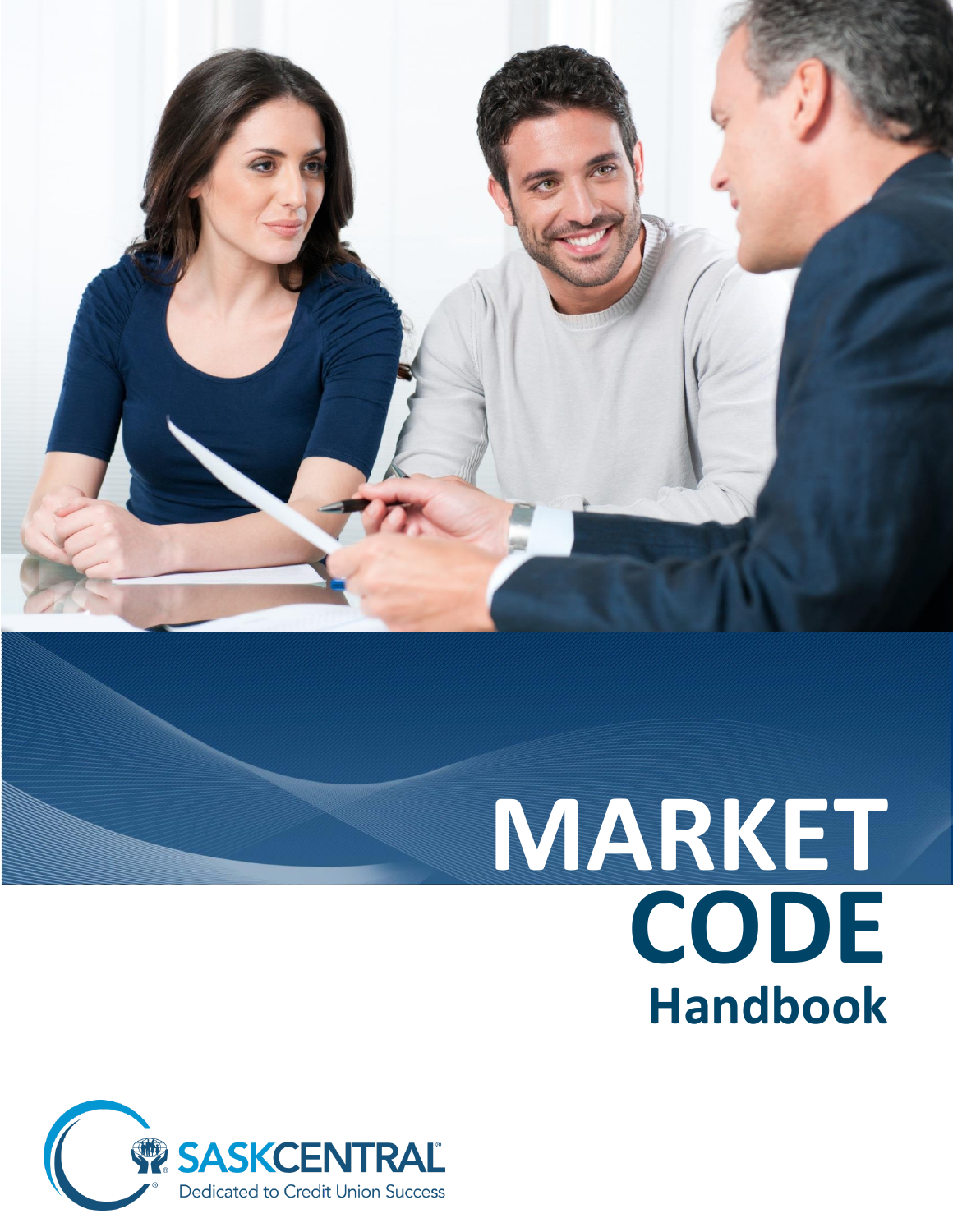# MARKET CODE

## Handbook

SASKCENTRAL

Dedicated to Credit Union Success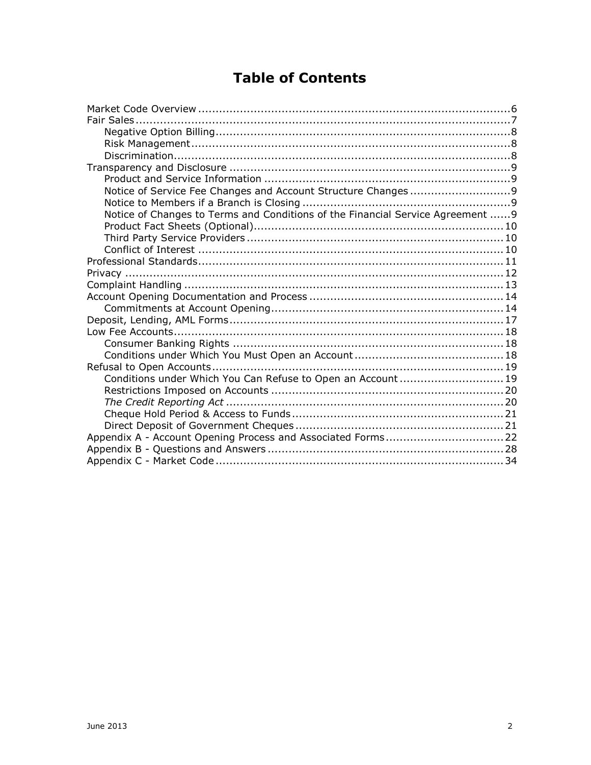# Table of Contents

- Market Code Overview ... 6
- Fair Sales ... 7
  - Negative Option Billing ... 8
  - Risk Management ... 8
  - Discrimination ... 8
- Transparency and Disclosure ... 9
  - Product and Service Information ... 9
  - Notice of Service Fee Changes and Account Structure Changes ... 9
  - Notice to Members if a Branch is Closing ... 9
  - Notice of Changes to Terms and Conditions of the Financial Service Agreement ... 9
  - Product Fact Sheets (Optional) ... 10
  - Third Party Service Providers ... 10
  - Conflict of Interest ... 10
- Professional Standards ... 11
- Privacy ... 12
- Complaint Handling ... 13
- Account Opening Documentation and Process ... 14
  - Commitments at Account Opening ... 14
- Deposit, Lending, AML Forms ... 17
- Low Fee Accounts ... 18
  - Consumer Banking Rights ... 18
  - Conditions under Which You Must Open an Account ... 18
- Refusal to Open Accounts ... 19
  - Conditions under Which You Can Refuse to Open an Account ... 19
  - Restrictions Imposed on Accounts ... 20
  - *The Credit Reporting Act* ... 20
  - Cheque Hold Period & Access to Funds ... 21
  - Direct Deposit of Government Cheques ... 21
- Appendix A - Account Opening Process and Associated Forms ... 22
- Appendix B - Questions and Answers ... 28
- Appendix C - Market Code ... 34

June 2013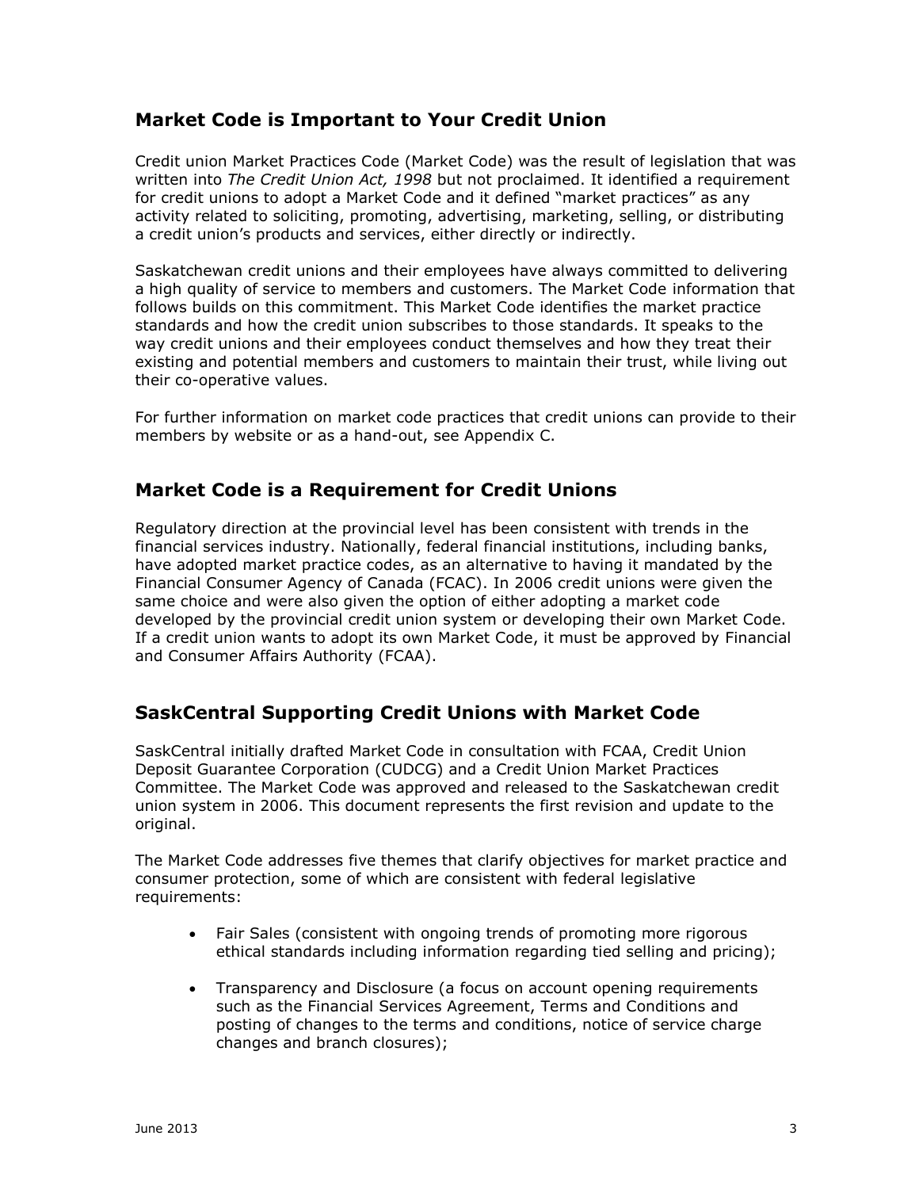## Market Code is Important to Your Credit Union

Credit union Market Practices Code (Market Code) was the result of legislation that was written into *The Credit Union Act, 1998* but not proclaimed. It identified a requirement for credit unions to adopt a Market Code and it defined "market practices" as any activity related to soliciting, promoting, advertising, marketing, selling, or distributing a credit union's products and services, either directly or indirectly.

Saskatchewan credit unions and their employees have always committed to delivering a high quality of service to members and customers. The Market Code information that follows builds on this commitment. This Market Code identifies the market practice standards and how the credit union subscribes to those standards. It speaks to the way credit unions and their employees conduct themselves and how they treat their existing and potential members and customers to maintain their trust, while living out their co-operative values.

For further information on market code practices that credit unions can provide to their members by website or as a hand-out, see Appendix C.

## Market Code is a Requirement for Credit Unions

Regulatory direction at the provincial level has been consistent with trends in the financial services industry. Nationally, federal financial institutions, including banks, have adopted market practice codes, as an alternative to having it mandated by the Financial Consumer Agency of Canada (FCAC). In 2006 credit unions were given the same choice and were also given the option of either adopting a market code developed by the provincial credit union system or developing their own Market Code. If a credit union wants to adopt its own Market Code, it must be approved by Financial and Consumer Affairs Authority (FCAA).

## SaskCentral Supporting Credit Unions with Market Code

SaskCentral initially drafted Market Code in consultation with FCAA, Credit Union Deposit Guarantee Corporation (CUDCG) and a Credit Union Market Practices Committee. The Market Code was approved and released to the Saskatchewan credit union system in 2006. This document represents the first revision and update to the original.

The Market Code addresses five themes that clarify objectives for market practice and consumer protection, some of which are consistent with federal legislative requirements:

- Fair Sales (consistent with ongoing trends of promoting more rigorous ethical standards including information regarding tied selling and pricing);
- Transparency and Disclosure (a focus on account opening requirements such as the Financial Services Agreement, Terms and Conditions and posting of changes to the terms and conditions, notice of service charge changes and branch closures);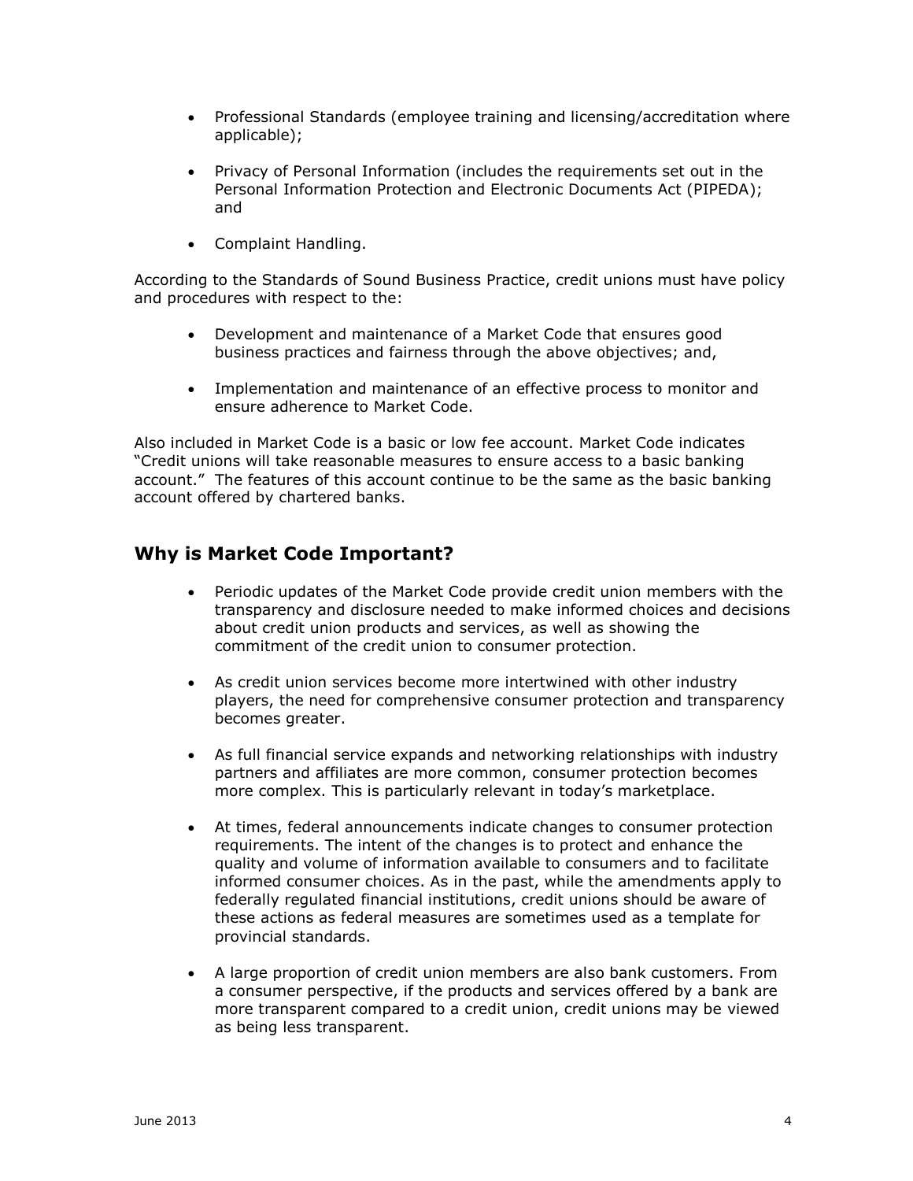- Professional Standards (employee training and licensing/accreditation where applicable);
- Privacy of Personal Information (includes the requirements set out in the Personal Information Protection and Electronic Documents Act (PIPEDA); and
- Complaint Handling.

According to the Standards of Sound Business Practice, credit unions must have policy and procedures with respect to the:

- Development and maintenance of a Market Code that ensures good business practices and fairness through the above objectives; and,
- Implementation and maintenance of an effective process to monitor and ensure adherence to Market Code.

Also included in Market Code is a basic or low fee account. Market Code indicates "Credit unions will take reasonable measures to ensure access to a basic banking account." The features of this account continue to be the same as the basic banking account offered by chartered banks.

## Why is Market Code Important?

- Periodic updates of the Market Code provide credit union members with the transparency and disclosure needed to make informed choices and decisions about credit union products and services, as well as showing the commitment of the credit union to consumer protection.
- As credit union services become more intertwined with other industry players, the need for comprehensive consumer protection and transparency becomes greater.
- As full financial service expands and networking relationships with industry partners and affiliates are more common, consumer protection becomes more complex. This is particularly relevant in today's marketplace.
- At times, federal announcements indicate changes to consumer protection requirements. The intent of the changes is to protect and enhance the quality and volume of information available to consumers and to facilitate informed consumer choices. As in the past, while the amendments apply to federally regulated financial institutions, credit unions should be aware of these actions as federal measures are sometimes used as a template for provincial standards.
- A large proportion of credit union members are also bank customers. From a consumer perspective, if the products and services offered by a bank are more transparent compared to a credit union, credit unions may be viewed as being less transparent.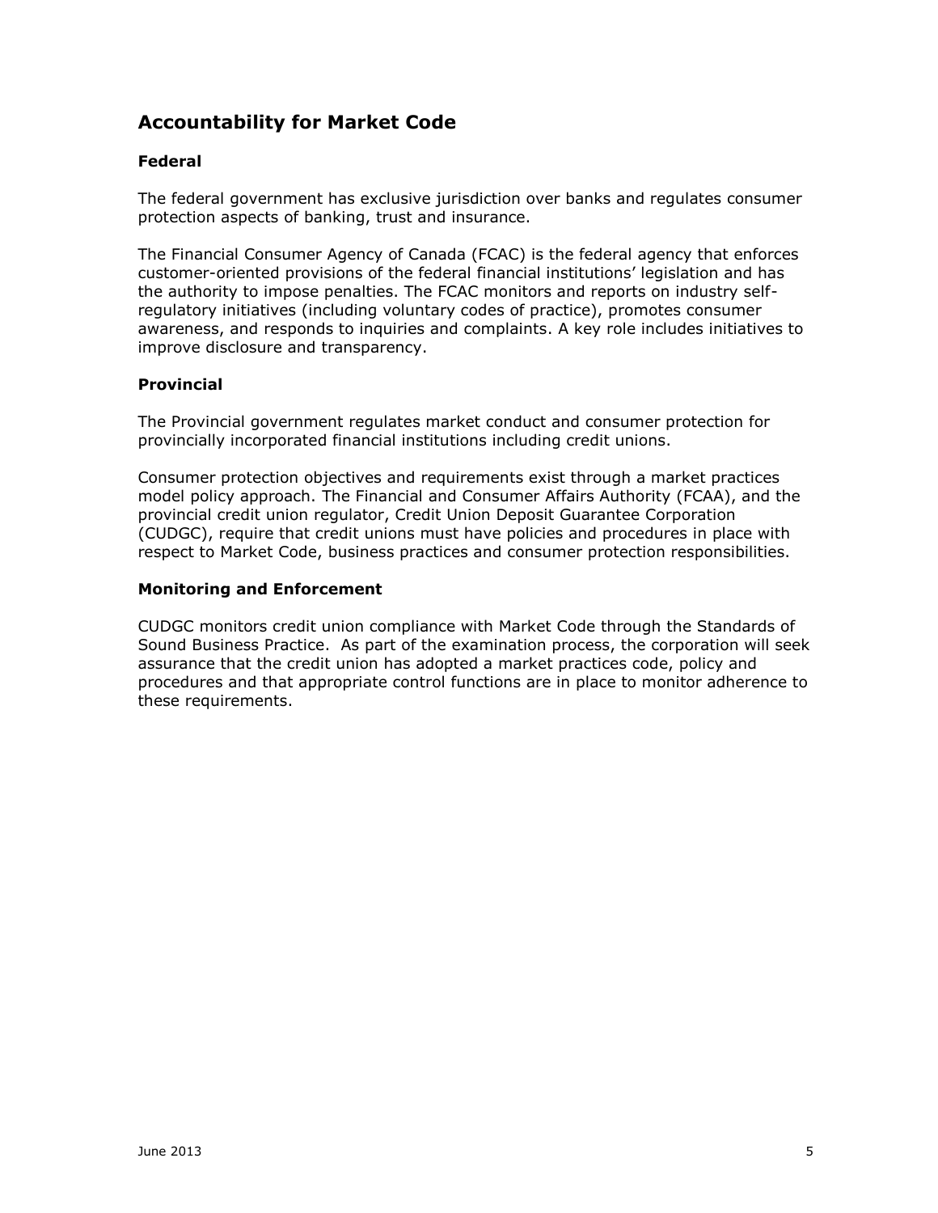## Accountability for Market Code

### Federal

The federal government has exclusive jurisdiction over banks and regulates consumer protection aspects of banking, trust and insurance.

The Financial Consumer Agency of Canada (FCAC) is the federal agency that enforces customer-oriented provisions of the federal financial institutions' legislation and has the authority to impose penalties. The FCAC monitors and reports on industry self-regulatory initiatives (including voluntary codes of practice), promotes consumer awareness, and responds to inquiries and complaints. A key role includes initiatives to improve disclosure and transparency.

### Provincial

The Provincial government regulates market conduct and consumer protection for provincially incorporated financial institutions including credit unions.

Consumer protection objectives and requirements exist through a market practices model policy approach. The Financial and Consumer Affairs Authority (FCAA), and the provincial credit union regulator, Credit Union Deposit Guarantee Corporation (CUDGC), require that credit unions must have policies and procedures in place with respect to Market Code, business practices and consumer protection responsibilities.

### Monitoring and Enforcement

CUDGC monitors credit union compliance with Market Code through the Standards of Sound Business Practice. As part of the examination process, the corporation will seek assurance that the credit union has adopted a market practices code, policy and procedures and that appropriate control functions are in place to monitor adherence to these requirements.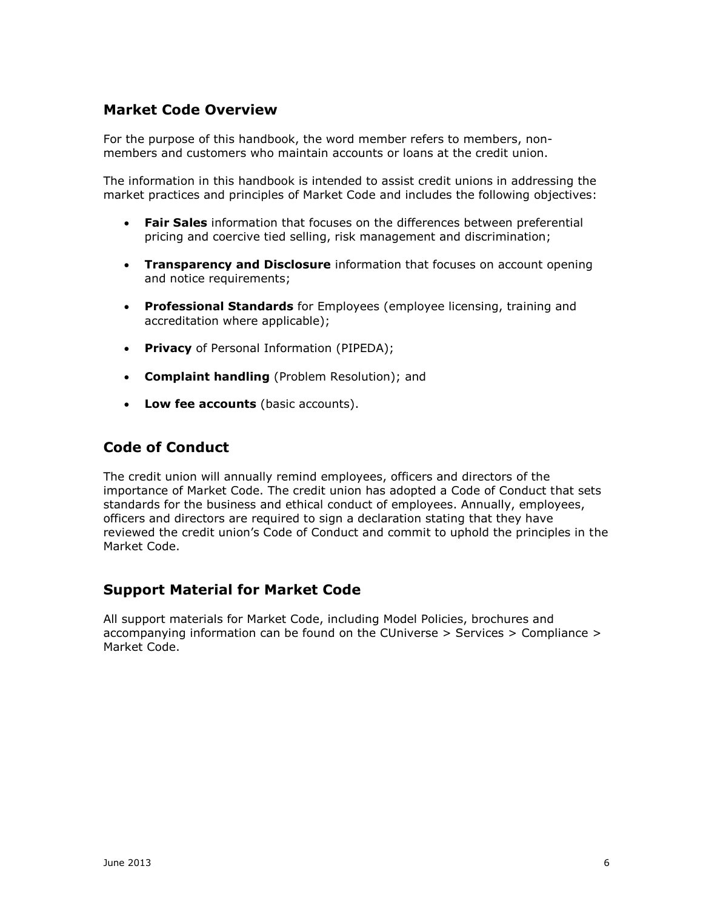## Market Code Overview

For the purpose of this handbook, the word member refers to members, non-members and customers who maintain accounts or loans at the credit union.

The information in this handbook is intended to assist credit unions in addressing the market practices and principles of Market Code and includes the following objectives:

- **Fair Sales** information that focuses on the differences between preferential pricing and coercive tied selling, risk management and discrimination;
- **Transparency and Disclosure** information that focuses on account opening and notice requirements;
- **Professional Standards** for Employees (employee licensing, training and accreditation where applicable);
- **Privacy** of Personal Information (PIPEDA);
- **Complaint handling** (Problem Resolution); and
- **Low fee accounts** (basic accounts).

## Code of Conduct

The credit union will annually remind employees, officers and directors of the importance of Market Code. The credit union has adopted a Code of Conduct that sets standards for the business and ethical conduct of employees. Annually, employees, officers and directors are required to sign a declaration stating that they have reviewed the credit union's Code of Conduct and commit to uphold the principles in the Market Code.

## Support Material for Market Code

All support materials for Market Code, including Model Policies, brochures and accompanying information can be found on the CUniverse > Services > Compliance > Market Code.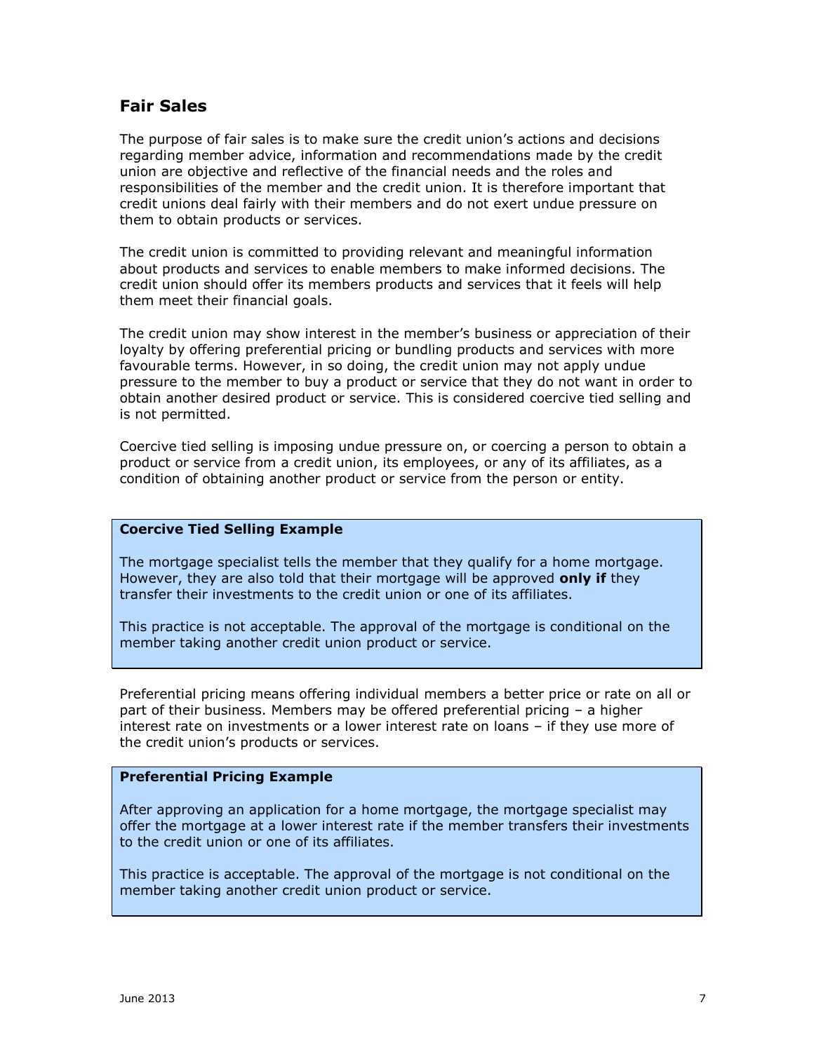## Fair Sales

The purpose of fair sales is to make sure the credit union's actions and decisions regarding member advice, information and recommendations made by the credit union are objective and reflective of the financial needs and the roles and responsibilities of the member and the credit union. It is therefore important that credit unions deal fairly with their members and do not exert undue pressure on them to obtain products or services.

The credit union is committed to providing relevant and meaningful information about products and services to enable members to make informed decisions. The credit union should offer its members products and services that it feels will help them meet their financial goals.

The credit union may show interest in the member's business or appreciation of their loyalty by offering preferential pricing or bundling products and services with more favourable terms. However, in so doing, the credit union may not apply undue pressure to the member to buy a product or service that they do not want in order to obtain another desired product or service. This is considered coercive tied selling and is not permitted.

Coercive tied selling is imposing undue pressure on, or coercing a person to obtain a product or service from a credit union, its employees, or any of its affiliates, as a condition of obtaining another product or service from the person or entity.

**Coercive Tied Selling Example**

The mortgage specialist tells the member that they qualify for a home mortgage. However, they are also told that their mortgage will be approved **only if** they transfer their investments to the credit union or one of its affiliates.

This practice is not acceptable. The approval of the mortgage is conditional on the member taking another credit union product or service.

Preferential pricing means offering individual members a better price or rate on all or part of their business. Members may be offered preferential pricing – a higher interest rate on investments or a lower interest rate on loans – if they use more of the credit union's products or services.

**Preferential Pricing Example**

After approving an application for a home mortgage, the mortgage specialist may offer the mortgage at a lower interest rate if the member transfers their investments to the credit union or one of its affiliates.

This practice is acceptable. The approval of the mortgage is not conditional on the member taking another credit union product or service.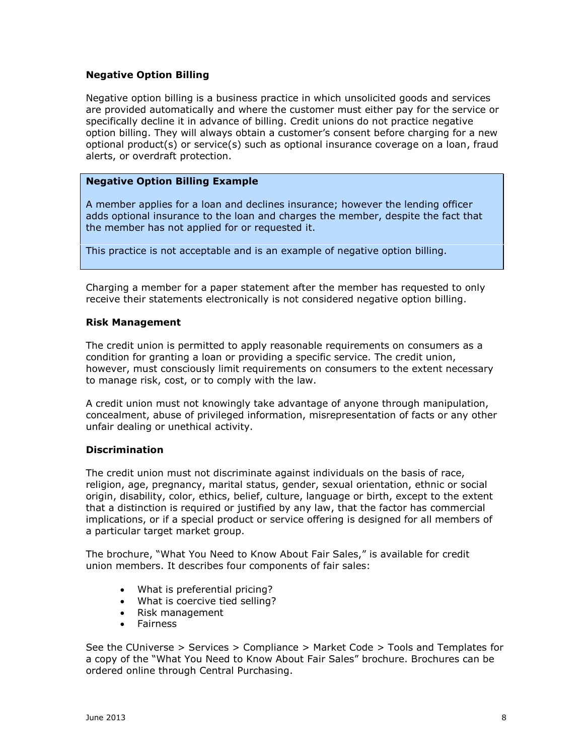**Negative Option Billing**

Negative option billing is a business practice in which unsolicited goods and services are provided automatically and where the customer must either pay for the service or specifically decline it in advance of billing. Credit unions do not practice negative option billing. They will always obtain a customer's consent before charging for a new optional product(s) or service(s) such as optional insurance coverage on a loan, fraud alerts, or overdraft protection.

> **Negative Option Billing Example**
>
> A member applies for a loan and declines insurance; however the lending officer adds optional insurance to the loan and charges the member, despite the fact that the member has not applied for or requested it.
>
> This practice is not acceptable and is an example of negative option billing.

Charging a member for a paper statement after the member has requested to only receive their statements electronically is not considered negative option billing.

**Risk Management**

The credit union is permitted to apply reasonable requirements on consumers as a condition for granting a loan or providing a specific service. The credit union, however, must consciously limit requirements on consumers to the extent necessary to manage risk, cost, or to comply with the law.

A credit union must not knowingly take advantage of anyone through manipulation, concealment, abuse of privileged information, misrepresentation of facts or any other unfair dealing or unethical activity.

**Discrimination**

The credit union must not discriminate against individuals on the basis of race, religion, age, pregnancy, marital status, gender, sexual orientation, ethnic or social origin, disability, color, ethics, belief, culture, language or birth, except to the extent that a distinction is required or justified by any law, that the factor has commercial implications, or if a special product or service offering is designed for all members of a particular target market group.

The brochure, "What You Need to Know About Fair Sales," is available for credit union members. It describes four components of fair sales:

- What is preferential pricing?
- What is coercive tied selling?
- Risk management
- Fairness

See the CUniverse > Services > Compliance > Market Code > Tools and Templates for a copy of the "What You Need to Know About Fair Sales" brochure. Brochures can be ordered online through Central Purchasing.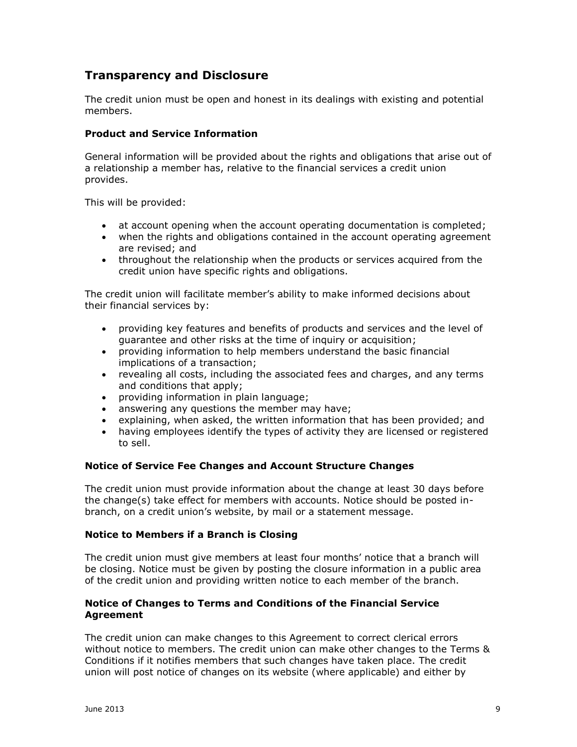## Transparency and Disclosure

The credit union must be open and honest in its dealings with existing and potential members.

### Product and Service Information

General information will be provided about the rights and obligations that arise out of a relationship a member has, relative to the financial services a credit union provides.

This will be provided:

- at account opening when the account operating documentation is completed;
- when the rights and obligations contained in the account operating agreement are revised; and
- throughout the relationship when the products or services acquired from the credit union have specific rights and obligations.

The credit union will facilitate member's ability to make informed decisions about their financial services by:

- providing key features and benefits of products and services and the level of guarantee and other risks at the time of inquiry or acquisition;
- providing information to help members understand the basic financial implications of a transaction;
- revealing all costs, including the associated fees and charges, and any terms and conditions that apply;
- providing information in plain language;
- answering any questions the member may have;
- explaining, when asked, the written information that has been provided; and
- having employees identify the types of activity they are licensed or registered to sell.

### Notice of Service Fee Changes and Account Structure Changes

The credit union must provide information about the change at least 30 days before the change(s) take effect for members with accounts. Notice should be posted in-branch, on a credit union's website, by mail or a statement message.

### Notice to Members if a Branch is Closing

The credit union must give members at least four months' notice that a branch will be closing. Notice must be given by posting the closure information in a public area of the credit union and providing written notice to each member of the branch.

### Notice of Changes to Terms and Conditions of the Financial Service Agreement

The credit union can make changes to this Agreement to correct clerical errors without notice to members. The credit union can make other changes to the Terms & Conditions if it notifies members that such changes have taken place. The credit union will post notice of changes on its website (where applicable) and either by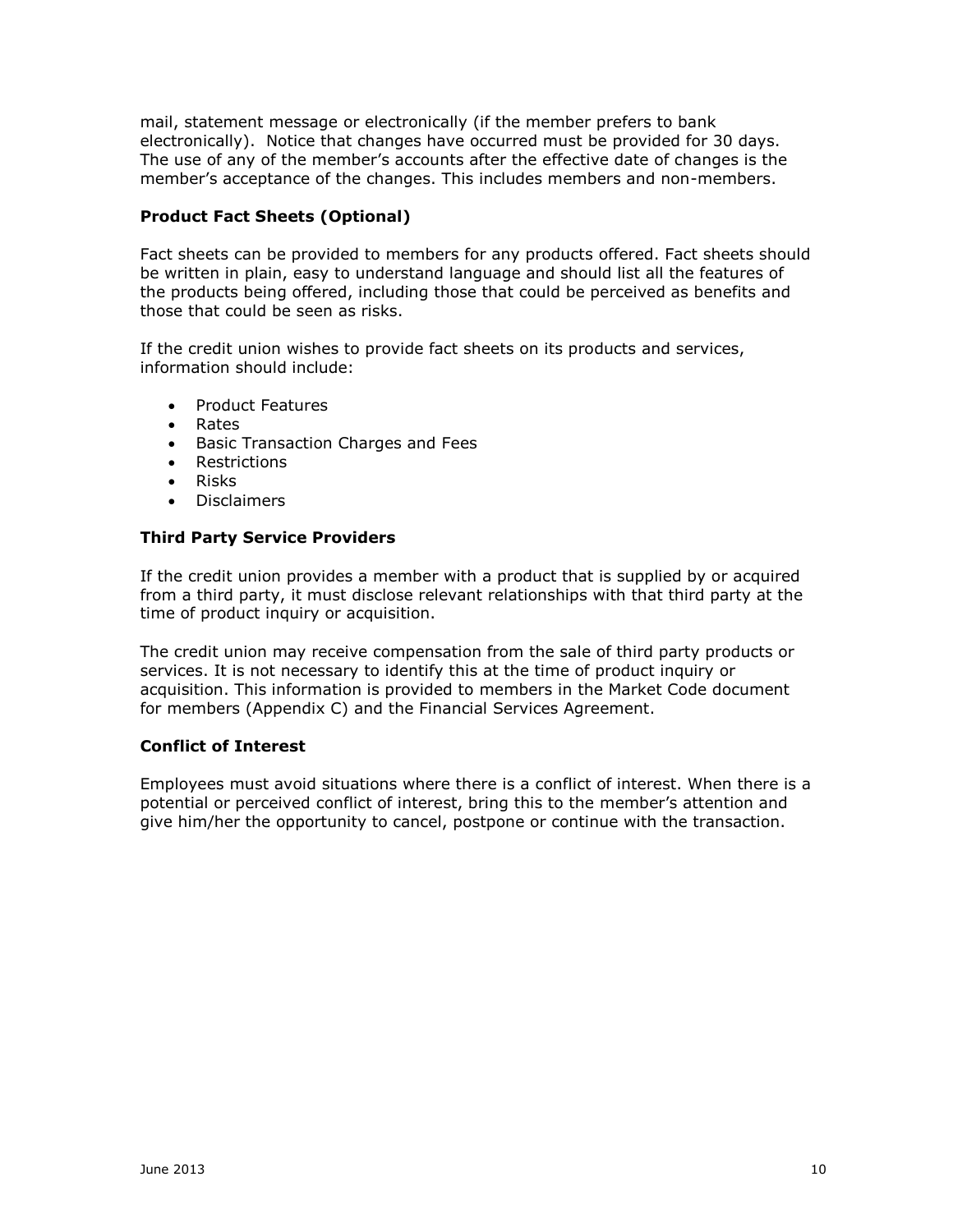mail, statement message or electronically (if the member prefers to bank electronically). Notice that changes have occurred must be provided for 30 days. The use of any of the member's accounts after the effective date of changes is the member's acceptance of the changes. This includes members and non-members.

### Product Fact Sheets (Optional)

Fact sheets can be provided to members for any products offered. Fact sheets should be written in plain, easy to understand language and should list all the features of the products being offered, including those that could be perceived as benefits and those that could be seen as risks.

If the credit union wishes to provide fact sheets on its products and services, information should include:

- Product Features
- Rates
- Basic Transaction Charges and Fees
- Restrictions
- Risks
- Disclaimers

### Third Party Service Providers

If the credit union provides a member with a product that is supplied by or acquired from a third party, it must disclose relevant relationships with that third party at the time of product inquiry or acquisition.

The credit union may receive compensation from the sale of third party products or services. It is not necessary to identify this at the time of product inquiry or acquisition. This information is provided to members in the Market Code document for members (Appendix C) and the Financial Services Agreement.

### Conflict of Interest

Employees must avoid situations where there is a conflict of interest. When there is a potential or perceived conflict of interest, bring this to the member's attention and give him/her the opportunity to cancel, postpone or continue with the transaction.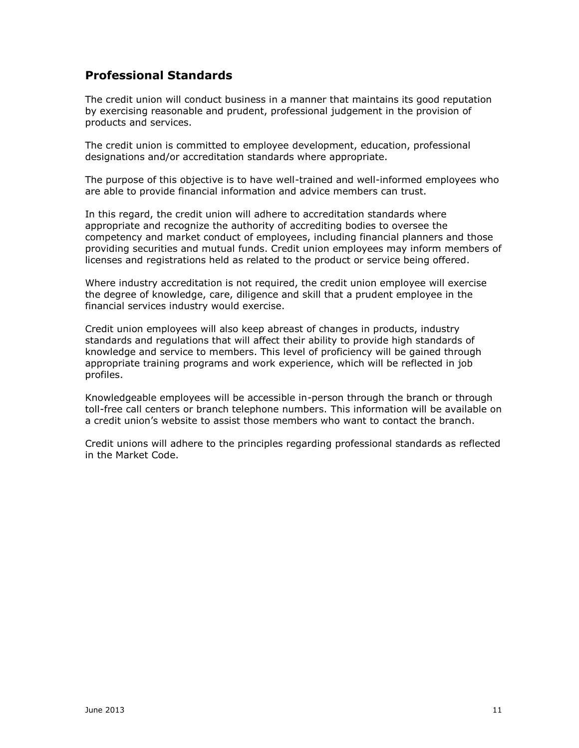## Professional Standards

The credit union will conduct business in a manner that maintains its good reputation by exercising reasonable and prudent, professional judgement in the provision of products and services.

The credit union is committed to employee development, education, professional designations and/or accreditation standards where appropriate.

The purpose of this objective is to have well-trained and well-informed employees who are able to provide financial information and advice members can trust.

In this regard, the credit union will adhere to accreditation standards where appropriate and recognize the authority of accrediting bodies to oversee the competency and market conduct of employees, including financial planners and those providing securities and mutual funds. Credit union employees may inform members of licenses and registrations held as related to the product or service being offered.

Where industry accreditation is not required, the credit union employee will exercise the degree of knowledge, care, diligence and skill that a prudent employee in the financial services industry would exercise.

Credit union employees will also keep abreast of changes in products, industry standards and regulations that will affect their ability to provide high standards of knowledge and service to members. This level of proficiency will be gained through appropriate training programs and work experience, which will be reflected in job profiles.

Knowledgeable employees will be accessible in-person through the branch or through toll-free call centers or branch telephone numbers. This information will be available on a credit union's website to assist those members who want to contact the branch.

Credit unions will adhere to the principles regarding professional standards as reflected in the Market Code.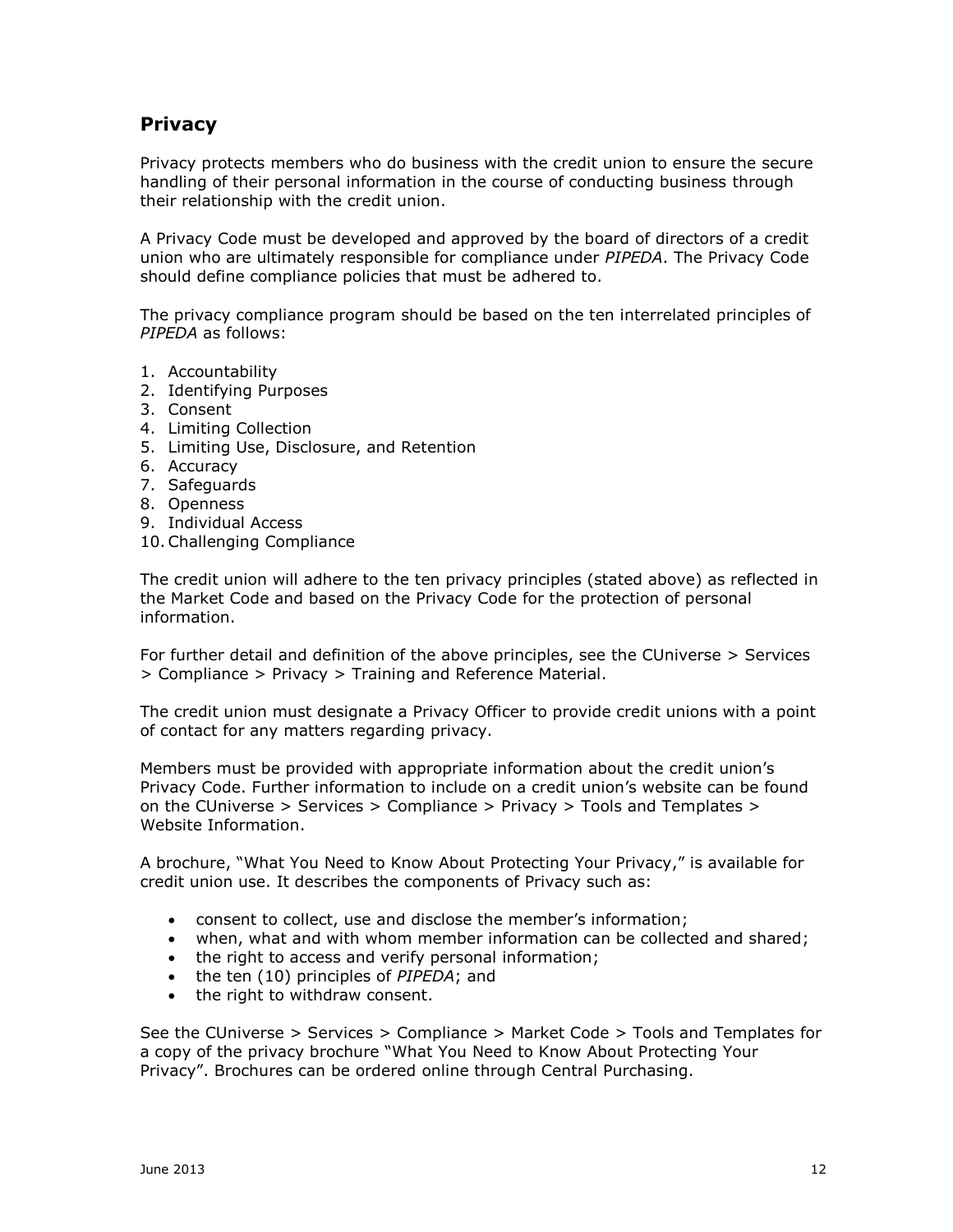## Privacy

Privacy protects members who do business with the credit union to ensure the secure handling of their personal information in the course of conducting business through their relationship with the credit union.

A Privacy Code must be developed and approved by the board of directors of a credit union who are ultimately responsible for compliance under *PIPEDA*. The Privacy Code should define compliance policies that must be adhered to.

The privacy compliance program should be based on the ten interrelated principles of *PIPEDA* as follows:

1. Accountability
2. Identifying Purposes
3. Consent
4. Limiting Collection
5. Limiting Use, Disclosure, and Retention
6. Accuracy
7. Safeguards
8. Openness
9. Individual Access
10. Challenging Compliance

The credit union will adhere to the ten privacy principles (stated above) as reflected in the Market Code and based on the Privacy Code for the protection of personal information.

For further detail and definition of the above principles, see the CUniverse > Services > Compliance > Privacy > Training and Reference Material.

The credit union must designate a Privacy Officer to provide credit unions with a point of contact for any matters regarding privacy.

Members must be provided with appropriate information about the credit union's Privacy Code. Further information to include on a credit union's website can be found on the CUniverse > Services > Compliance > Privacy > Tools and Templates > Website Information.

A brochure, "What You Need to Know About Protecting Your Privacy," is available for credit union use. It describes the components of Privacy such as:

- consent to collect, use and disclose the member's information;
- when, what and with whom member information can be collected and shared;
- the right to access and verify personal information;
- the ten (10) principles of *PIPEDA*; and
- the right to withdraw consent.

See the CUniverse > Services > Compliance > Market Code > Tools and Templates for a copy of the privacy brochure "What You Need to Know About Protecting Your Privacy". Brochures can be ordered online through Central Purchasing.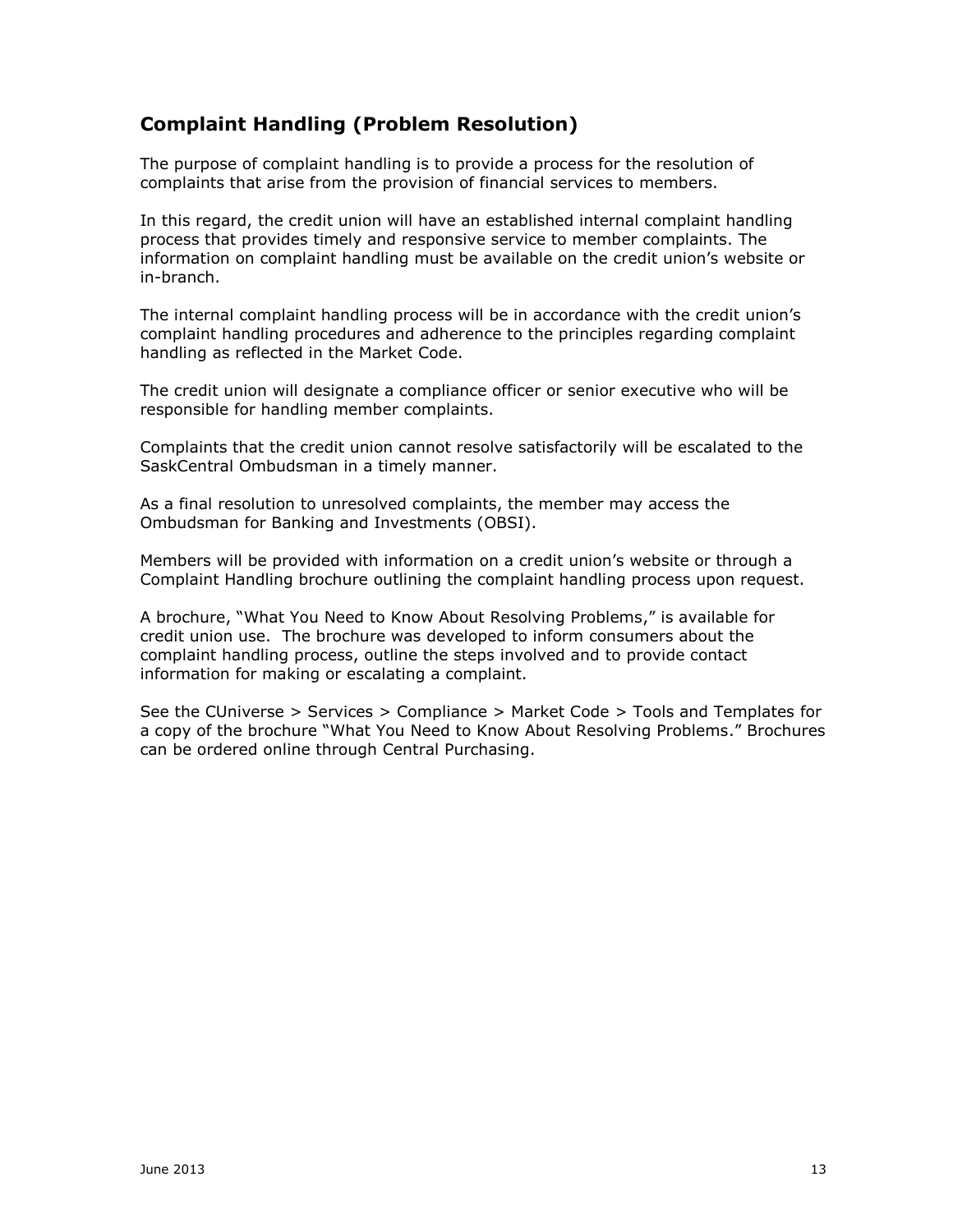## Complaint Handling (Problem Resolution)

The purpose of complaint handling is to provide a process for the resolution of complaints that arise from the provision of financial services to members.

In this regard, the credit union will have an established internal complaint handling process that provides timely and responsive service to member complaints. The information on complaint handling must be available on the credit union's website or in-branch.

The internal complaint handling process will be in accordance with the credit union's complaint handling procedures and adherence to the principles regarding complaint handling as reflected in the Market Code.

The credit union will designate a compliance officer or senior executive who will be responsible for handling member complaints.

Complaints that the credit union cannot resolve satisfactorily will be escalated to the SaskCentral Ombudsman in a timely manner.

As a final resolution to unresolved complaints, the member may access the Ombudsman for Banking and Investments (OBSI).

Members will be provided with information on a credit union's website or through a Complaint Handling brochure outlining the complaint handling process upon request.

A brochure, "What You Need to Know About Resolving Problems," is available for credit union use. The brochure was developed to inform consumers about the complaint handling process, outline the steps involved and to provide contact information for making or escalating a complaint.

See the CUniverse > Services > Compliance > Market Code > Tools and Templates for a copy of the brochure "What You Need to Know About Resolving Problems." Brochures can be ordered online through Central Purchasing.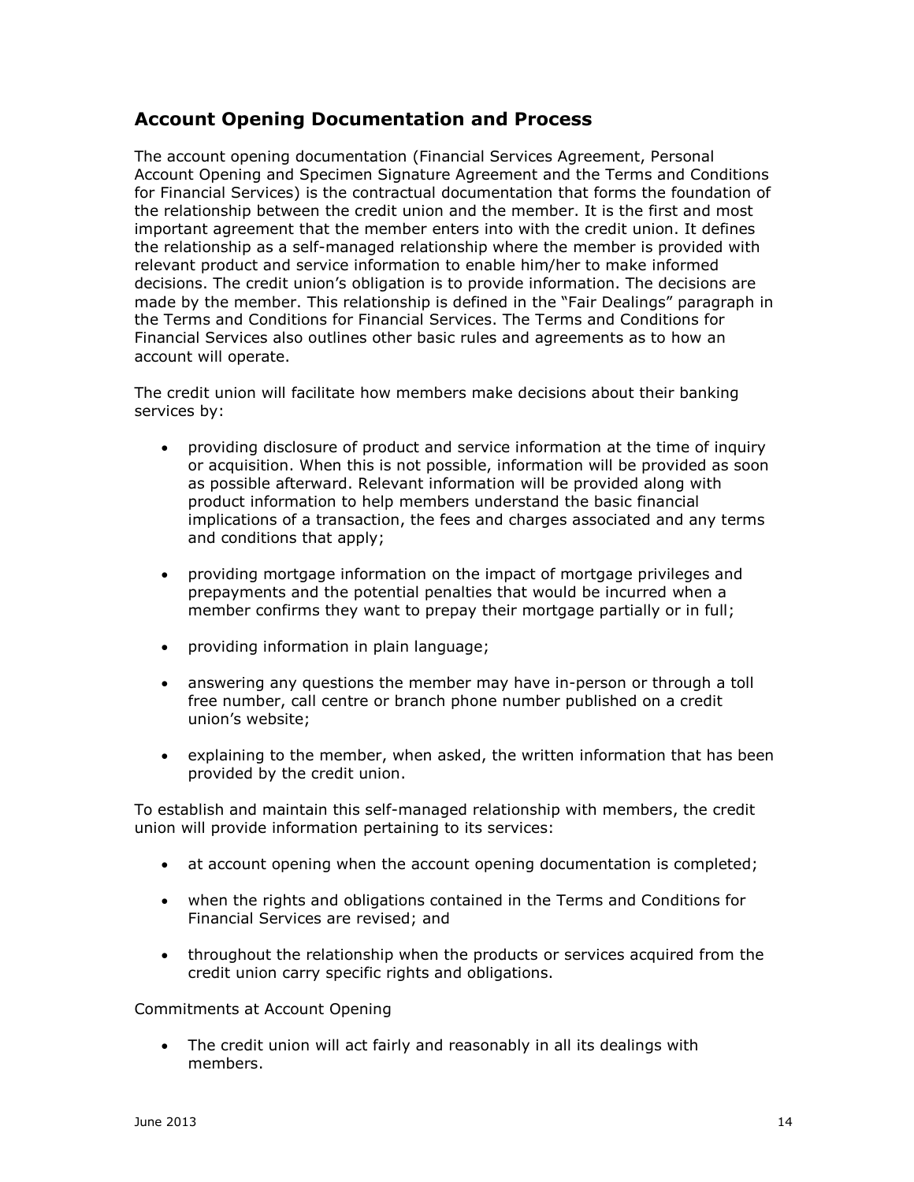## Account Opening Documentation and Process

The account opening documentation (Financial Services Agreement, Personal Account Opening and Specimen Signature Agreement and the Terms and Conditions for Financial Services) is the contractual documentation that forms the foundation of the relationship between the credit union and the member. It is the first and most important agreement that the member enters into with the credit union. It defines the relationship as a self-managed relationship where the member is provided with relevant product and service information to enable him/her to make informed decisions. The credit union's obligation is to provide information. The decisions are made by the member. This relationship is defined in the "Fair Dealings" paragraph in the Terms and Conditions for Financial Services. The Terms and Conditions for Financial Services also outlines other basic rules and agreements as to how an account will operate.

The credit union will facilitate how members make decisions about their banking services by:

- providing disclosure of product and service information at the time of inquiry or acquisition. When this is not possible, information will be provided as soon as possible afterward. Relevant information will be provided along with product information to help members understand the basic financial implications of a transaction, the fees and charges associated and any terms and conditions that apply;
- providing mortgage information on the impact of mortgage privileges and prepayments and the potential penalties that would be incurred when a member confirms they want to prepay their mortgage partially or in full;
- providing information in plain language;
- answering any questions the member may have in-person or through a toll free number, call centre or branch phone number published on a credit union's website;
- explaining to the member, when asked, the written information that has been provided by the credit union.

To establish and maintain this self-managed relationship with members, the credit union will provide information pertaining to its services:

- at account opening when the account opening documentation is completed;
- when the rights and obligations contained in the Terms and Conditions for Financial Services are revised; and
- throughout the relationship when the products or services acquired from the credit union carry specific rights and obligations.

Commitments at Account Opening

- The credit union will act fairly and reasonably in all its dealings with members.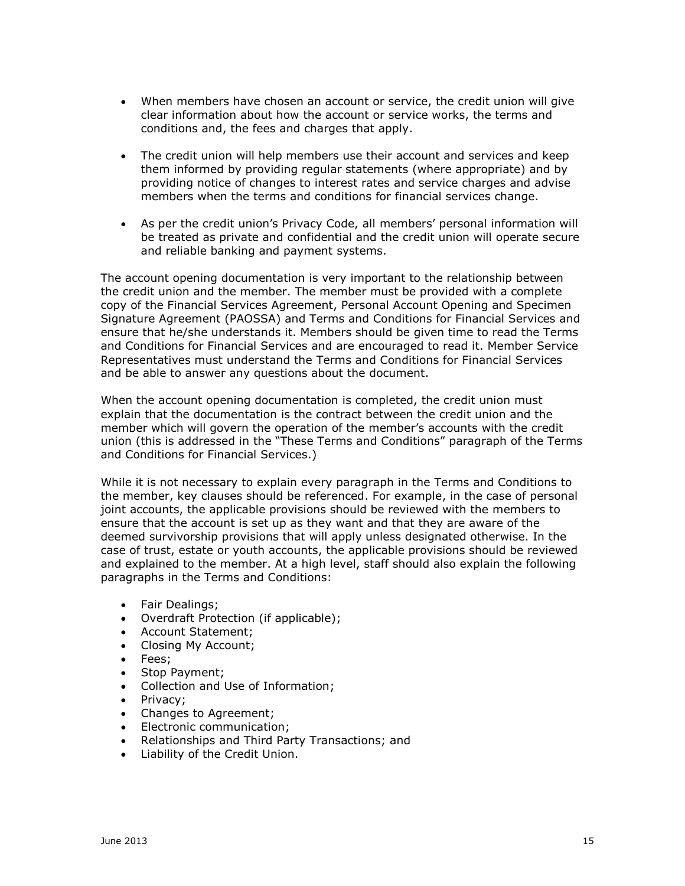- When members have chosen an account or service, the credit union will give clear information about how the account or service works, the terms and conditions and, the fees and charges that apply.

- The credit union will help members use their account and services and keep them informed by providing regular statements (where appropriate) and by providing notice of changes to interest rates and service charges and advise members when the terms and conditions for financial services change.

- As per the credit union's Privacy Code, all members' personal information will be treated as private and confidential and the credit union will operate secure and reliable banking and payment systems.

The account opening documentation is very important to the relationship between the credit union and the member. The member must be provided with a complete copy of the Financial Services Agreement, Personal Account Opening and Specimen Signature Agreement (PAOSSA) and Terms and Conditions for Financial Services and ensure that he/she understands it. Members should be given time to read the Terms and Conditions for Financial Services and are encouraged to read it. Member Service Representatives must understand the Terms and Conditions for Financial Services and be able to answer any questions about the document.

When the account opening documentation is completed, the credit union must explain that the documentation is the contract between the credit union and the member which will govern the operation of the member's accounts with the credit union (this is addressed in the "These Terms and Conditions" paragraph of the Terms and Conditions for Financial Services.)

While it is not necessary to explain every paragraph in the Terms and Conditions to the member, key clauses should be referenced. For example, in the case of personal joint accounts, the applicable provisions should be reviewed with the members to ensure that the account is set up as they want and that they are aware of the deemed survivorship provisions that will apply unless designated otherwise. In the case of trust, estate or youth accounts, the applicable provisions should be reviewed and explained to the member. At a high level, staff should also explain the following paragraphs in the Terms and Conditions:

- Fair Dealings;
- Overdraft Protection (if applicable);
- Account Statement;
- Closing My Account;
- Fees;
- Stop Payment;
- Collection and Use of Information;
- Privacy;
- Changes to Agreement;
- Electronic communication;
- Relationships and Third Party Transactions; and
- Liability of the Credit Union.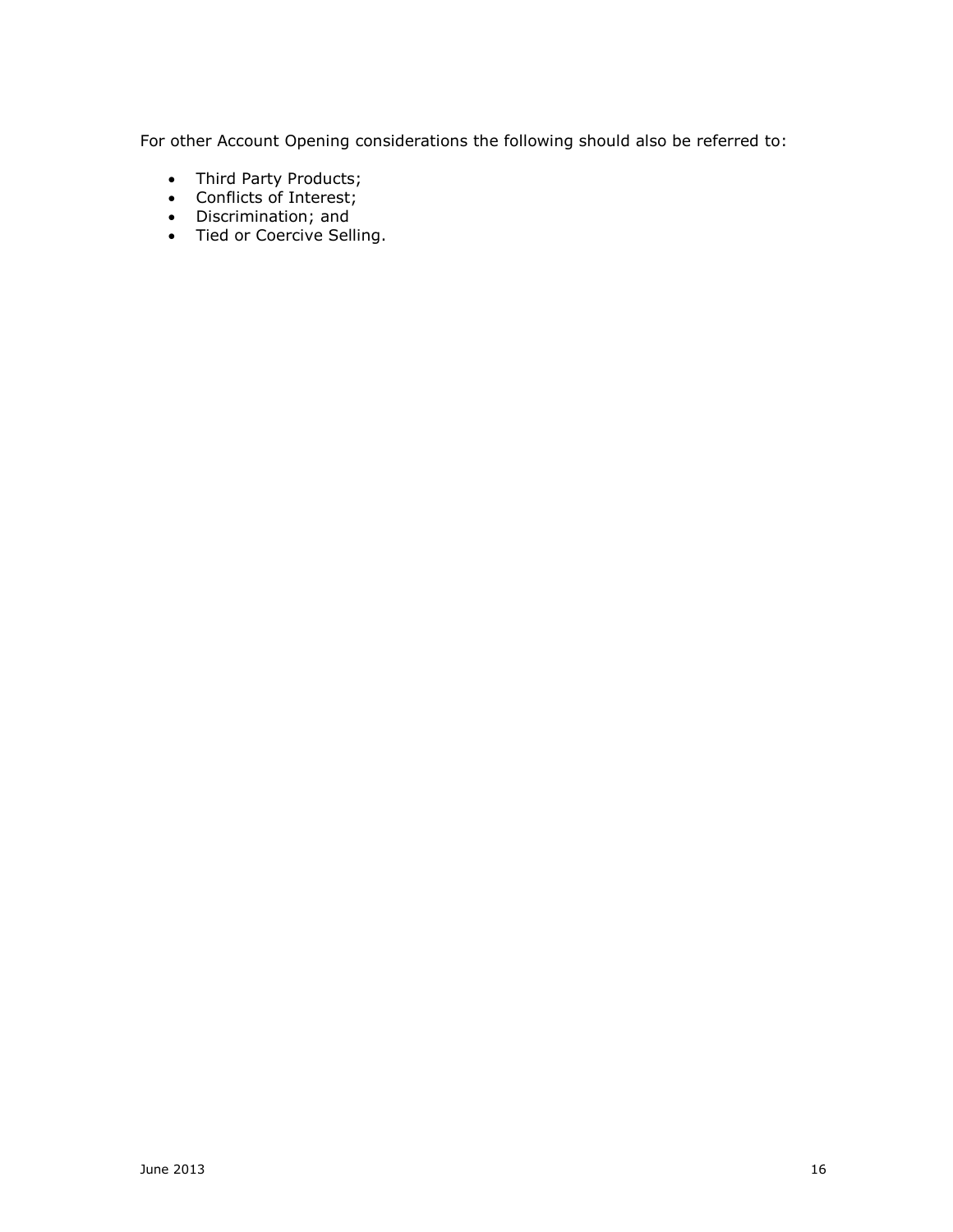For other Account Opening considerations the following should also be referred to:

- Third Party Products;
- Conflicts of Interest;
- Discrimination; and
- Tied or Coercive Selling.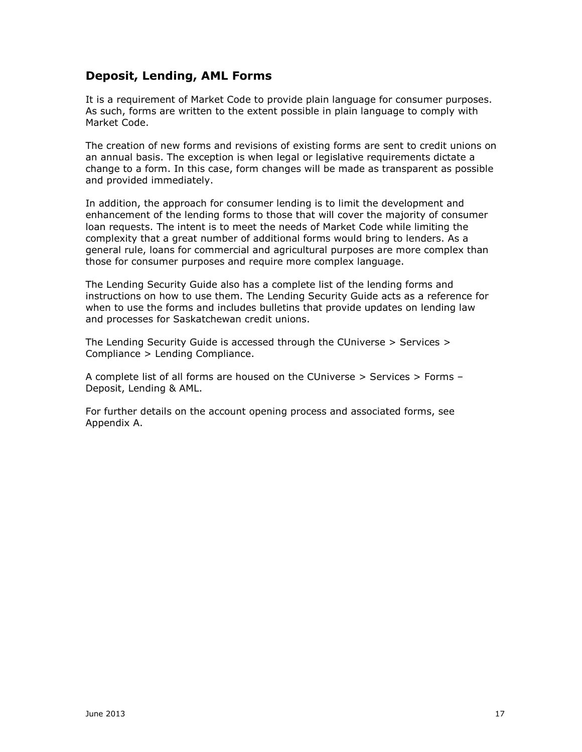## Deposit, Lending, AML Forms

It is a requirement of Market Code to provide plain language for consumer purposes. As such, forms are written to the extent possible in plain language to comply with Market Code.

The creation of new forms and revisions of existing forms are sent to credit unions on an annual basis. The exception is when legal or legislative requirements dictate a change to a form. In this case, form changes will be made as transparent as possible and provided immediately.

In addition, the approach for consumer lending is to limit the development and enhancement of the lending forms to those that will cover the majority of consumer loan requests. The intent is to meet the needs of Market Code while limiting the complexity that a great number of additional forms would bring to lenders. As a general rule, loans for commercial and agricultural purposes are more complex than those for consumer purposes and require more complex language.

The Lending Security Guide also has a complete list of the lending forms and instructions on how to use them. The Lending Security Guide acts as a reference for when to use the forms and includes bulletins that provide updates on lending law and processes for Saskatchewan credit unions.

The Lending Security Guide is accessed through the CUniverse > Services > Compliance > Lending Compliance.

A complete list of all forms are housed on the CUniverse > Services > Forms – Deposit, Lending & AML.

For further details on the account opening process and associated forms, see Appendix A.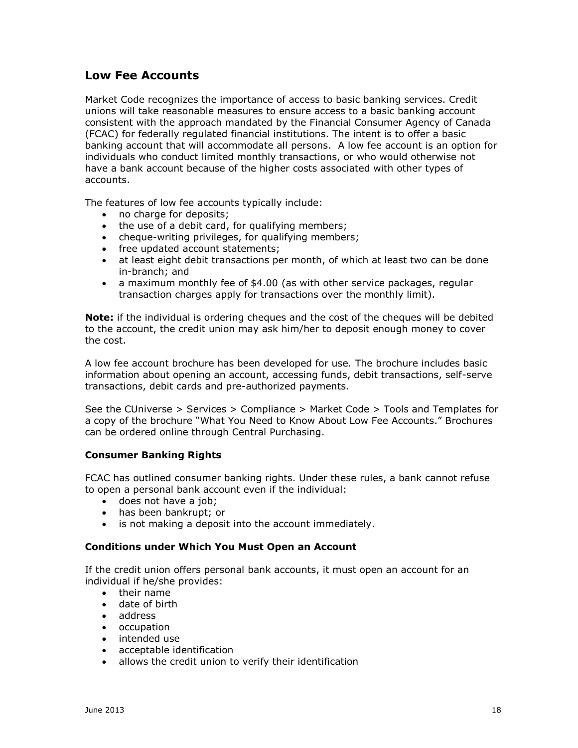## Low Fee Accounts

Market Code recognizes the importance of access to basic banking services. Credit unions will take reasonable measures to ensure access to a basic banking account consistent with the approach mandated by the Financial Consumer Agency of Canada (FCAC) for federally regulated financial institutions. The intent is to offer a basic banking account that will accommodate all persons. A low fee account is an option for individuals who conduct limited monthly transactions, or who would otherwise not have a bank account because of the higher costs associated with other types of accounts.

The features of low fee accounts typically include:

- no charge for deposits;
- the use of a debit card, for qualifying members;
- cheque-writing privileges, for qualifying members;
- free updated account statements;
- at least eight debit transactions per month, of which at least two can be done in-branch; and
- a maximum monthly fee of $4.00 (as with other service packages, regular transaction charges apply for transactions over the monthly limit).

**Note:** if the individual is ordering cheques and the cost of the cheques will be debited to the account, the credit union may ask him/her to deposit enough money to cover the cost.

A low fee account brochure has been developed for use. The brochure includes basic information about opening an account, accessing funds, debit transactions, self-serve transactions, debit cards and pre-authorized payments.

See the CUniverse > Services > Compliance > Market Code > Tools and Templates for a copy of the brochure "What You Need to Know About Low Fee Accounts." Brochures can be ordered online through Central Purchasing.

### Consumer Banking Rights

FCAC has outlined consumer banking rights. Under these rules, a bank cannot refuse to open a personal bank account even if the individual:

- does not have a job;
- has been bankrupt; or
- is not making a deposit into the account immediately.

### Conditions under Which You Must Open an Account

If the credit union offers personal bank accounts, it must open an account for an individual if he/she provides:

- their name
- date of birth
- address
- occupation
- intended use
- acceptable identification
- allows the credit union to verify their identification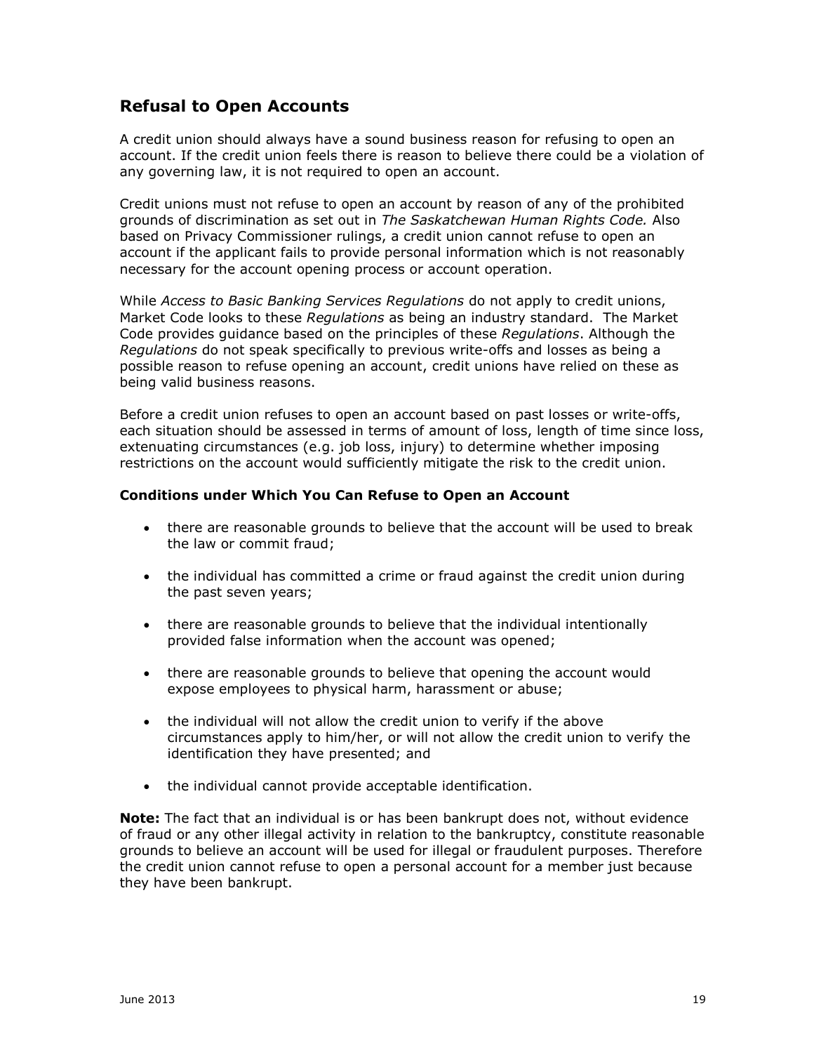## Refusal to Open Accounts

A credit union should always have a sound business reason for refusing to open an account. If the credit union feels there is reason to believe there could be a violation of any governing law, it is not required to open an account.

Credit unions must not refuse to open an account by reason of any of the prohibited grounds of discrimination as set out in *The Saskatchewan Human Rights Code.* Also based on Privacy Commissioner rulings, a credit union cannot refuse to open an account if the applicant fails to provide personal information which is not reasonably necessary for the account opening process or account operation.

While *Access to Basic Banking Services Regulations* do not apply to credit unions, Market Code looks to these *Regulations* as being an industry standard. The Market Code provides guidance based on the principles of these *Regulations*. Although the *Regulations* do not speak specifically to previous write-offs and losses as being a possible reason to refuse opening an account, credit unions have relied on these as being valid business reasons.

Before a credit union refuses to open an account based on past losses or write-offs, each situation should be assessed in terms of amount of loss, length of time since loss, extenuating circumstances (e.g. job loss, injury) to determine whether imposing restrictions on the account would sufficiently mitigate the risk to the credit union.

#### Conditions under Which You Can Refuse to Open an Account

- there are reasonable grounds to believe that the account will be used to break the law or commit fraud;
- the individual has committed a crime or fraud against the credit union during the past seven years;
- there are reasonable grounds to believe that the individual intentionally provided false information when the account was opened;
- there are reasonable grounds to believe that opening the account would expose employees to physical harm, harassment or abuse;
- the individual will not allow the credit union to verify if the above circumstances apply to him/her, or will not allow the credit union to verify the identification they have presented; and
- the individual cannot provide acceptable identification.

**Note:** The fact that an individual is or has been bankrupt does not, without evidence of fraud or any other illegal activity in relation to the bankruptcy, constitute reasonable grounds to believe an account will be used for illegal or fraudulent purposes. Therefore the credit union cannot refuse to open a personal account for a member just because they have been bankrupt.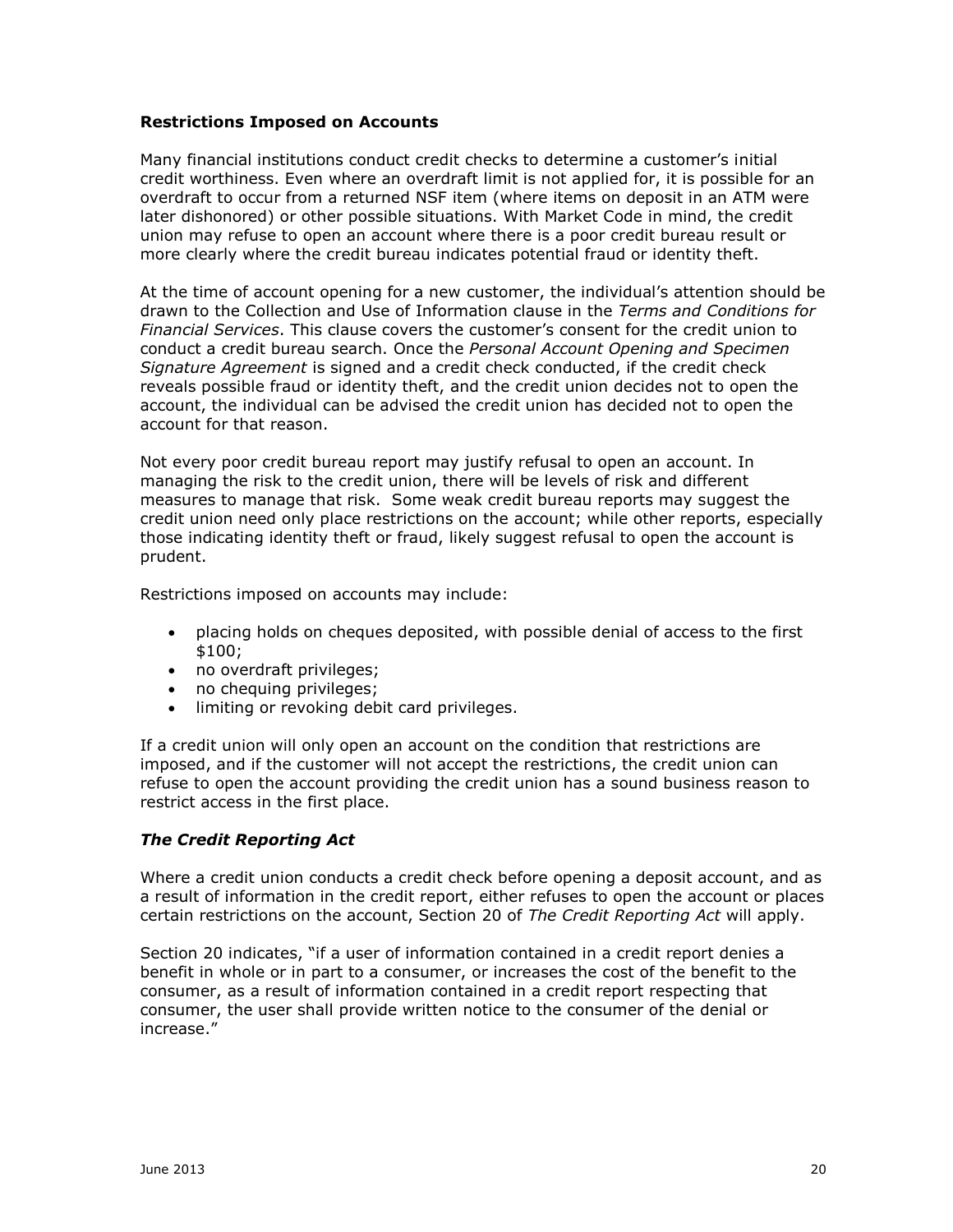**Restrictions Imposed on Accounts**

Many financial institutions conduct credit checks to determine a customer's initial credit worthiness. Even where an overdraft limit is not applied for, it is possible for an overdraft to occur from a returned NSF item (where items on deposit in an ATM were later dishonored) or other possible situations. With Market Code in mind, the credit union may refuse to open an account where there is a poor credit bureau result or more clearly where the credit bureau indicates potential fraud or identity theft.

At the time of account opening for a new customer, the individual's attention should be drawn to the Collection and Use of Information clause in the *Terms and Conditions for Financial Services*. This clause covers the customer's consent for the credit union to conduct a credit bureau search. Once the *Personal Account Opening and Specimen Signature Agreement* is signed and a credit check conducted, if the credit check reveals possible fraud or identity theft, and the credit union decides not to open the account, the individual can be advised the credit union has decided not to open the account for that reason.

Not every poor credit bureau report may justify refusal to open an account. In managing the risk to the credit union, there will be levels of risk and different measures to manage that risk. Some weak credit bureau reports may suggest the credit union need only place restrictions on the account; while other reports, especially those indicating identity theft or fraud, likely suggest refusal to open the account is prudent.

Restrictions imposed on accounts may include:

- placing holds on cheques deposited, with possible denial of access to the first $100;
- no overdraft privileges;
- no chequing privileges;
- limiting or revoking debit card privileges.

If a credit union will only open an account on the condition that restrictions are imposed, and if the customer will not accept the restrictions, the credit union can refuse to open the account providing the credit union has a sound business reason to restrict access in the first place.

***The Credit Reporting Act***

Where a credit union conducts a credit check before opening a deposit account, and as a result of information in the credit report, either refuses to open the account or places certain restrictions on the account, Section 20 of *The Credit Reporting Act* will apply.

Section 20 indicates, "if a user of information contained in a credit report denies a benefit in whole or in part to a consumer, or increases the cost of the benefit to the consumer, as a result of information contained in a credit report respecting that consumer, the user shall provide written notice to the consumer of the denial or increase."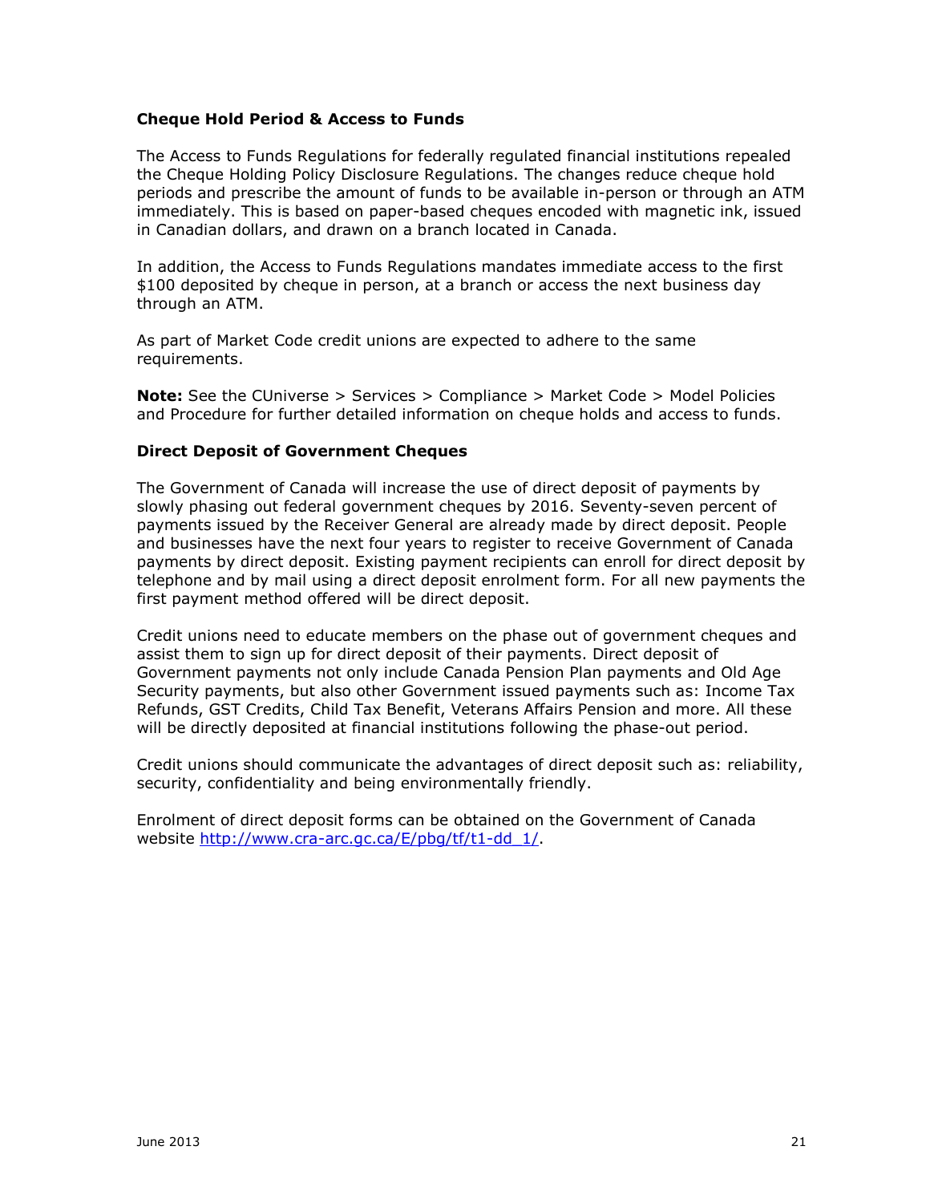**Cheque Hold Period & Access to Funds**

The Access to Funds Regulations for federally regulated financial institutions repealed the Cheque Holding Policy Disclosure Regulations. The changes reduce cheque hold periods and prescribe the amount of funds to be available in-person or through an ATM immediately. This is based on paper-based cheques encoded with magnetic ink, issued in Canadian dollars, and drawn on a branch located in Canada.

In addition, the Access to Funds Regulations mandates immediate access to the first $100 deposited by cheque in person, at a branch or access the next business day through an ATM.

As part of Market Code credit unions are expected to adhere to the same requirements.

**Note:** See the CUniverse > Services > Compliance > Market Code > Model Policies and Procedure for further detailed information on cheque holds and access to funds.

**Direct Deposit of Government Cheques**

The Government of Canada will increase the use of direct deposit of payments by slowly phasing out federal government cheques by 2016. Seventy-seven percent of payments issued by the Receiver General are already made by direct deposit. People and businesses have the next four years to register to receive Government of Canada payments by direct deposit. Existing payment recipients can enroll for direct deposit by telephone and by mail using a direct deposit enrolment form. For all new payments the first payment method offered will be direct deposit.

Credit unions need to educate members on the phase out of government cheques and assist them to sign up for direct deposit of their payments. Direct deposit of Government payments not only include Canada Pension Plan payments and Old Age Security payments, but also other Government issued payments such as: Income Tax Refunds, GST Credits, Child Tax Benefit, Veterans Affairs Pension and more. All these will be directly deposited at financial institutions following the phase-out period.

Credit unions should communicate the advantages of direct deposit such as: reliability, security, confidentiality and being environmentally friendly.

Enrolment of direct deposit forms can be obtained on the Government of Canada website http://www.cra-arc.gc.ca/E/pbg/tf/t1-dd_1/.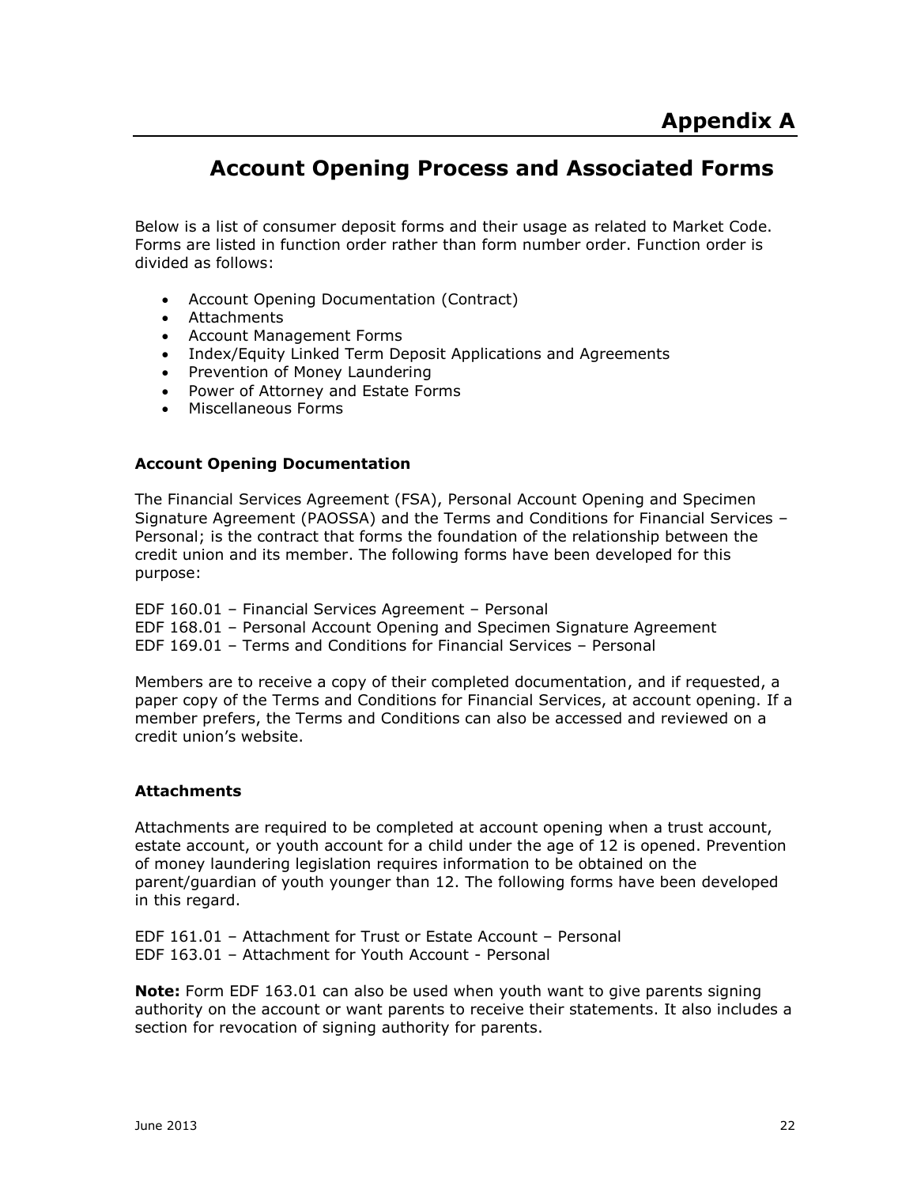# Appendix A

## Account Opening Process and Associated Forms

Below is a list of consumer deposit forms and their usage as related to Market Code. Forms are listed in function order rather than form number order. Function order is divided as follows:

- Account Opening Documentation (Contract)
- Attachments
- Account Management Forms
- Index/Equity Linked Term Deposit Applications and Agreements
- Prevention of Money Laundering
- Power of Attorney and Estate Forms
- Miscellaneous Forms

### Account Opening Documentation

The Financial Services Agreement (FSA), Personal Account Opening and Specimen Signature Agreement (PAOSSA) and the Terms and Conditions for Financial Services – Personal; is the contract that forms the foundation of the relationship between the credit union and its member. The following forms have been developed for this purpose:

EDF 160.01 – Financial Services Agreement – Personal
EDF 168.01 – Personal Account Opening and Specimen Signature Agreement
EDF 169.01 – Terms and Conditions for Financial Services – Personal

Members are to receive a copy of their completed documentation, and if requested, a paper copy of the Terms and Conditions for Financial Services, at account opening. If a member prefers, the Terms and Conditions can also be accessed and reviewed on a credit union's website.

### Attachments

Attachments are required to be completed at account opening when a trust account, estate account, or youth account for a child under the age of 12 is opened. Prevention of money laundering legislation requires information to be obtained on the parent/guardian of youth younger than 12. The following forms have been developed in this regard.

EDF 161.01 – Attachment for Trust or Estate Account – Personal
EDF 163.01 – Attachment for Youth Account - Personal

**Note:** Form EDF 163.01 can also be used when youth want to give parents signing authority on the account or want parents to receive their statements. It also includes a section for revocation of signing authority for parents.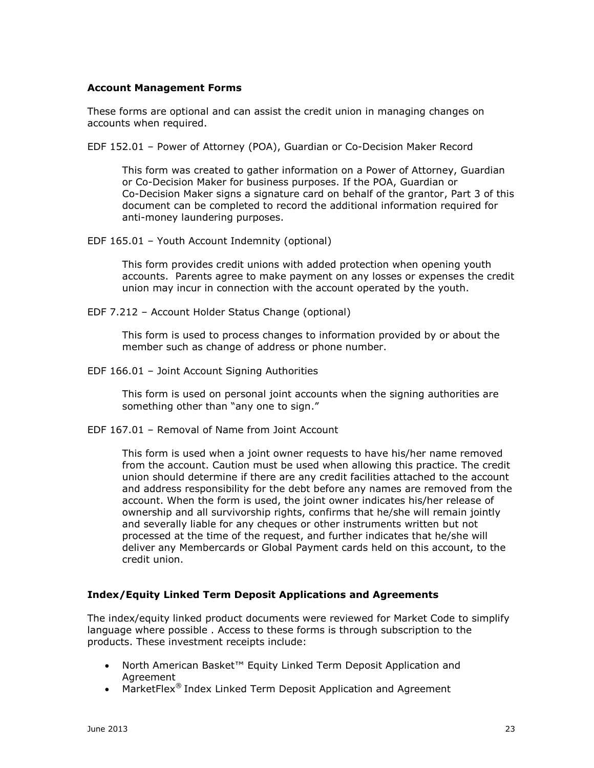### Account Management Forms

These forms are optional and can assist the credit union in managing changes on accounts when required.

EDF 152.01 – Power of Attorney (POA), Guardian or Co-Decision Maker Record

> This form was created to gather information on a Power of Attorney, Guardian or Co-Decision Maker for business purposes. If the POA, Guardian or Co-Decision Maker signs a signature card on behalf of the grantor, Part 3 of this document can be completed to record the additional information required for anti-money laundering purposes.

EDF 165.01 – Youth Account Indemnity (optional)

> This form provides credit unions with added protection when opening youth accounts. Parents agree to make payment on any losses or expenses the credit union may incur in connection with the account operated by the youth.

EDF 7.212 – Account Holder Status Change (optional)

> This form is used to process changes to information provided by or about the member such as change of address or phone number.

EDF 166.01 – Joint Account Signing Authorities

> This form is used on personal joint accounts when the signing authorities are something other than "any one to sign."

EDF 167.01 – Removal of Name from Joint Account

> This form is used when a joint owner requests to have his/her name removed from the account. Caution must be used when allowing this practice. The credit union should determine if there are any credit facilities attached to the account and address responsibility for the debt before any names are removed from the account. When the form is used, the joint owner indicates his/her release of ownership and all survivorship rights, confirms that he/she will remain jointly and severally liable for any cheques or other instruments written but not processed at the time of the request, and further indicates that he/she will deliver any Membercards or Global Payment cards held on this account, to the credit union.

### Index/Equity Linked Term Deposit Applications and Agreements

The index/equity linked product documents were reviewed for Market Code to simplify language where possible . Access to these forms is through subscription to the products. These investment receipts include:

- North American Basket™ Equity Linked Term Deposit Application and Agreement
- MarketFlex® Index Linked Term Deposit Application and Agreement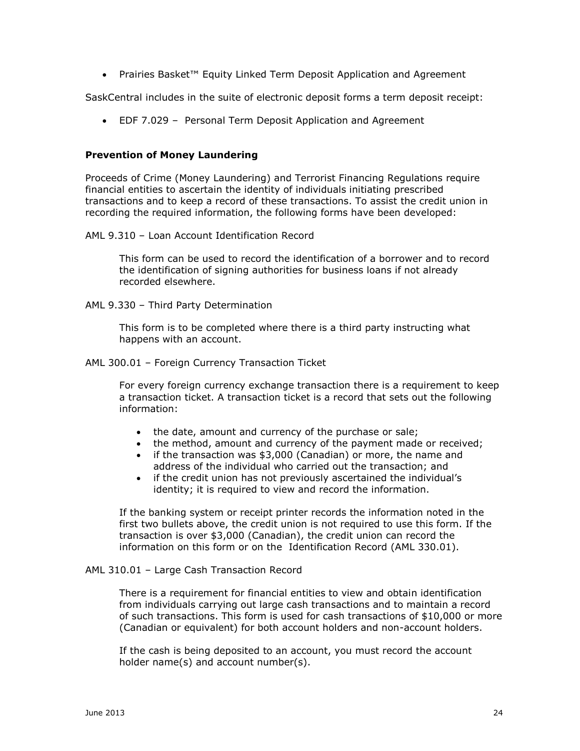- Prairies Basket™ Equity Linked Term Deposit Application and Agreement

SaskCentral includes in the suite of electronic deposit forms a term deposit receipt:

- EDF 7.029 – Personal Term Deposit Application and Agreement

**Prevention of Money Laundering**

Proceeds of Crime (Money Laundering) and Terrorist Financing Regulations require financial entities to ascertain the identity of individuals initiating prescribed transactions and to keep a record of these transactions. To assist the credit union in recording the required information, the following forms have been developed:

AML 9.310 – Loan Account Identification Record

> This form can be used to record the identification of a borrower and to record the identification of signing authorities for business loans if not already recorded elsewhere.

AML 9.330 – Third Party Determination

> This form is to be completed where there is a third party instructing what happens with an account.

AML 300.01 – Foreign Currency Transaction Ticket

> For every foreign currency exchange transaction there is a requirement to keep a transaction ticket. A transaction ticket is a record that sets out the following information:
>
> - the date, amount and currency of the purchase or sale;
> - the method, amount and currency of the payment made or received;
> - if the transaction was $3,000 (Canadian) or more, the name and address of the individual who carried out the transaction; and
> - if the credit union has not previously ascertained the individual's identity; it is required to view and record the information.
>
> If the banking system or receipt printer records the information noted in the first two bullets above, the credit union is not required to use this form. If the transaction is over $3,000 (Canadian), the credit union can record the information on this form or on the Identification Record (AML 330.01).

AML 310.01 – Large Cash Transaction Record

> There is a requirement for financial entities to view and obtain identification from individuals carrying out large cash transactions and to maintain a record of such transactions. This form is used for cash transactions of $10,000 or more (Canadian or equivalent) for both account holders and non-account holders.
>
> If the cash is being deposited to an account, you must record the account holder name(s) and account number(s).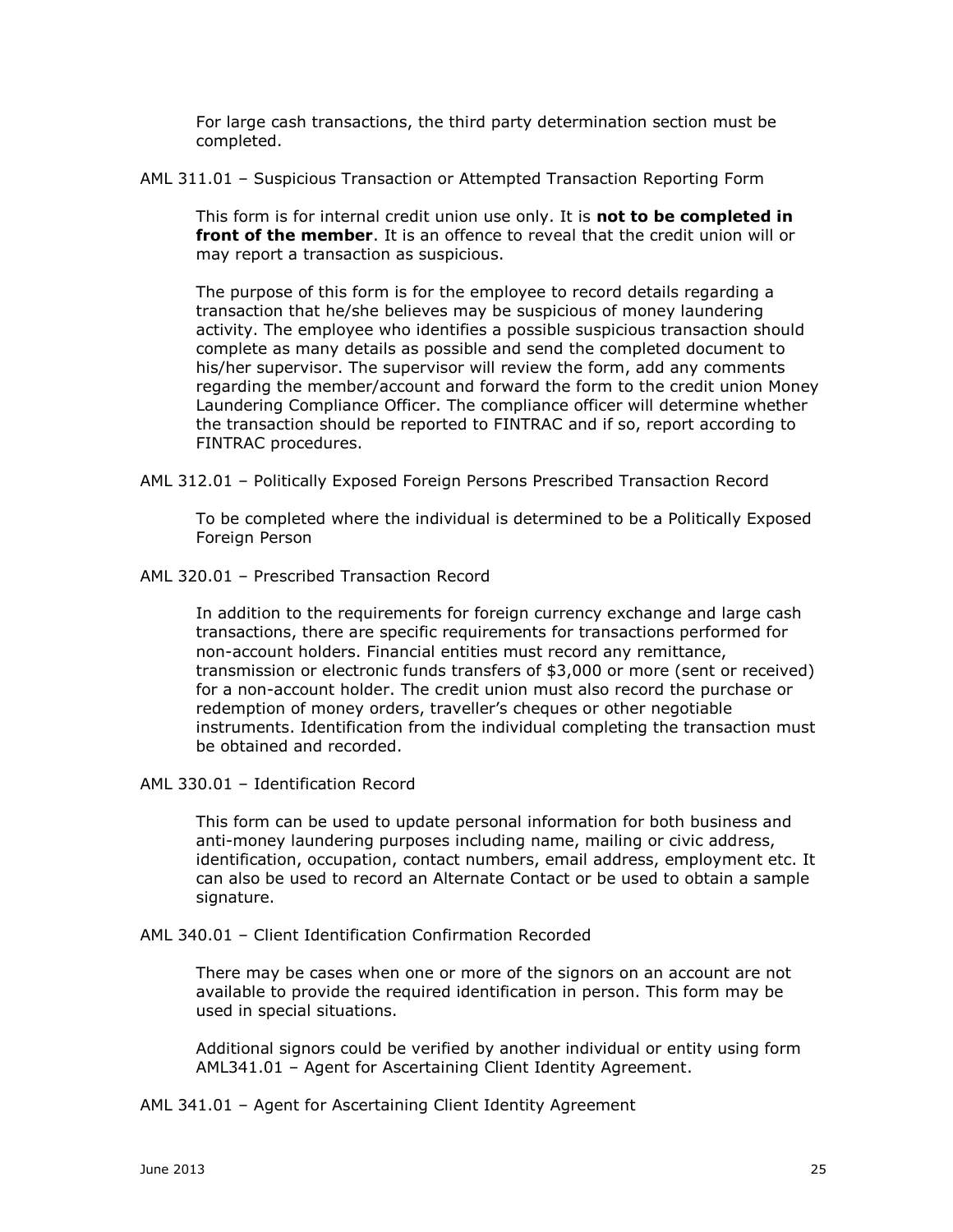For large cash transactions, the third party determination section must be completed.

AML 311.01 – Suspicious Transaction or Attempted Transaction Reporting Form

This form is for internal credit union use only. It is **not to be completed in front of the member**. It is an offence to reveal that the credit union will or may report a transaction as suspicious.

The purpose of this form is for the employee to record details regarding a transaction that he/she believes may be suspicious of money laundering activity. The employee who identifies a possible suspicious transaction should complete as many details as possible and send the completed document to his/her supervisor. The supervisor will review the form, add any comments regarding the member/account and forward the form to the credit union Money Laundering Compliance Officer. The compliance officer will determine whether the transaction should be reported to FINTRAC and if so, report according to FINTRAC procedures.

AML 312.01 – Politically Exposed Foreign Persons Prescribed Transaction Record

To be completed where the individual is determined to be a Politically Exposed Foreign Person

AML 320.01 – Prescribed Transaction Record

In addition to the requirements for foreign currency exchange and large cash transactions, there are specific requirements for transactions performed for non-account holders. Financial entities must record any remittance, transmission or electronic funds transfers of $3,000 or more (sent or received) for a non-account holder. The credit union must also record the purchase or redemption of money orders, traveller's cheques or other negotiable instruments. Identification from the individual completing the transaction must be obtained and recorded.

AML 330.01 – Identification Record

This form can be used to update personal information for both business and anti-money laundering purposes including name, mailing or civic address, identification, occupation, contact numbers, email address, employment etc. It can also be used to record an Alternate Contact or be used to obtain a sample signature.

AML 340.01 – Client Identification Confirmation Recorded

There may be cases when one or more of the signors on an account are not available to provide the required identification in person. This form may be used in special situations.

Additional signors could be verified by another individual or entity using form AML341.01 – Agent for Ascertaining Client Identity Agreement.

AML 341.01 – Agent for Ascertaining Client Identity Agreement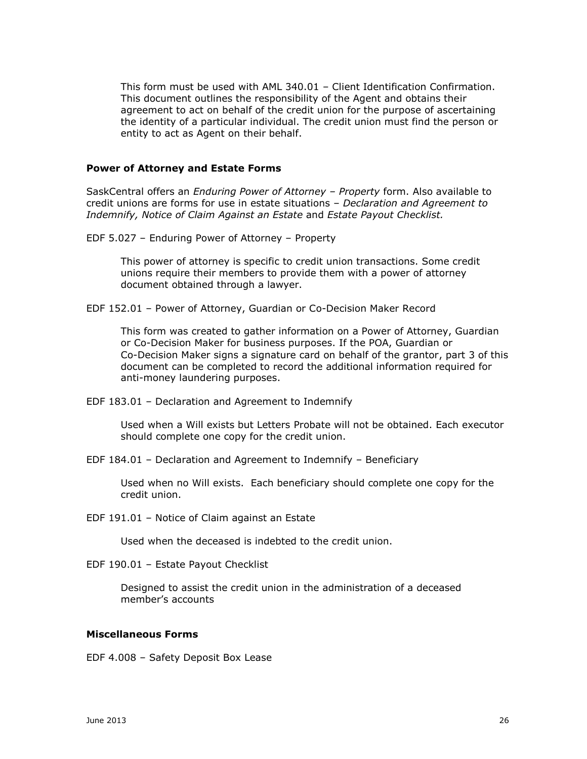This form must be used with AML 340.01 – Client Identification Confirmation. This document outlines the responsibility of the Agent and obtains their agreement to act on behalf of the credit union for the purpose of ascertaining the identity of a particular individual. The credit union must find the person or entity to act as Agent on their behalf.

### Power of Attorney and Estate Forms

SaskCentral offers an *Enduring Power of Attorney – Property* form. Also available to credit unions are forms for use in estate situations – *Declaration and Agreement to Indemnify, Notice of Claim Against an Estate* and *Estate Payout Checklist.*

EDF 5.027 – Enduring Power of Attorney – Property

> This power of attorney is specific to credit union transactions. Some credit unions require their members to provide them with a power of attorney document obtained through a lawyer.

EDF 152.01 – Power of Attorney, Guardian or Co-Decision Maker Record

> This form was created to gather information on a Power of Attorney, Guardian or Co-Decision Maker for business purposes. If the POA, Guardian or Co-Decision Maker signs a signature card on behalf of the grantor, part 3 of this document can be completed to record the additional information required for anti-money laundering purposes.

EDF 183.01 – Declaration and Agreement to Indemnify

> Used when a Will exists but Letters Probate will not be obtained. Each executor should complete one copy for the credit union.

EDF 184.01 – Declaration and Agreement to Indemnify – Beneficiary

> Used when no Will exists. Each beneficiary should complete one copy for the credit union.

EDF 191.01 – Notice of Claim against an Estate

> Used when the deceased is indebted to the credit union.

EDF 190.01 – Estate Payout Checklist

> Designed to assist the credit union in the administration of a deceased member's accounts

### Miscellaneous Forms

EDF 4.008 – Safety Deposit Box Lease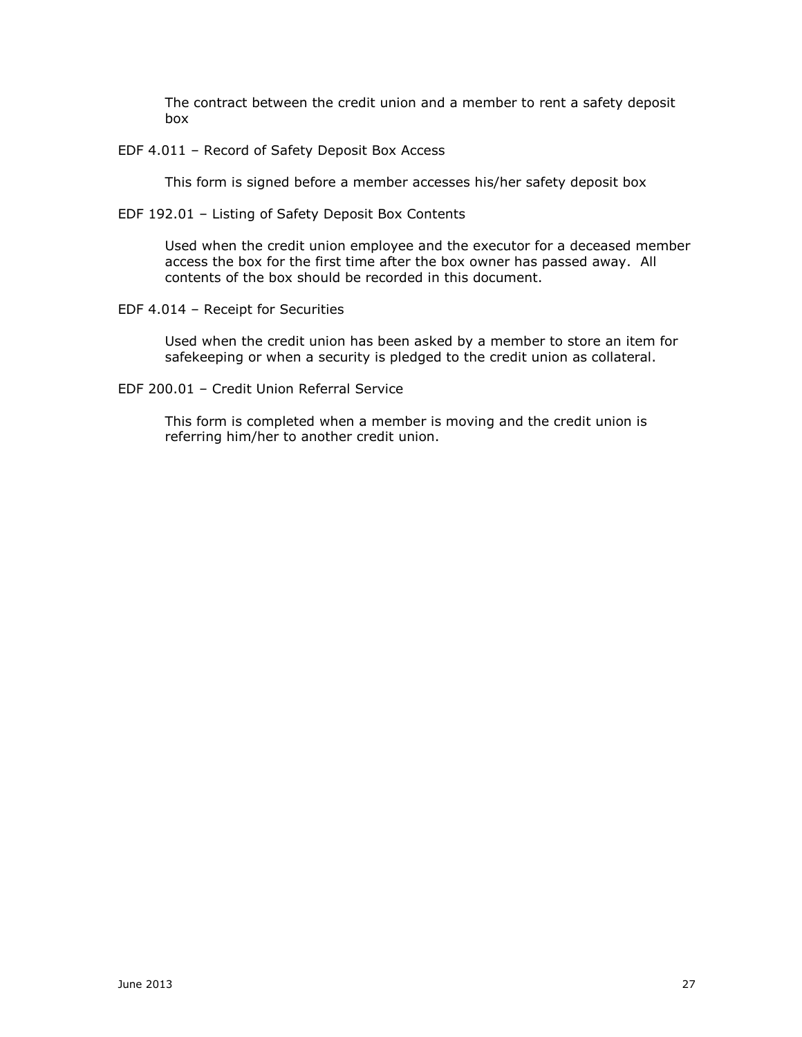The contract between the credit union and a member to rent a safety deposit box

EDF 4.011 – Record of Safety Deposit Box Access

This form is signed before a member accesses his/her safety deposit box

EDF 192.01 – Listing of Safety Deposit Box Contents

Used when the credit union employee and the executor for a deceased member access the box for the first time after the box owner has passed away. All contents of the box should be recorded in this document.

EDF 4.014 – Receipt for Securities

Used when the credit union has been asked by a member to store an item for safekeeping or when a security is pledged to the credit union as collateral.

EDF 200.01 – Credit Union Referral Service

This form is completed when a member is moving and the credit union is referring him/her to another credit union.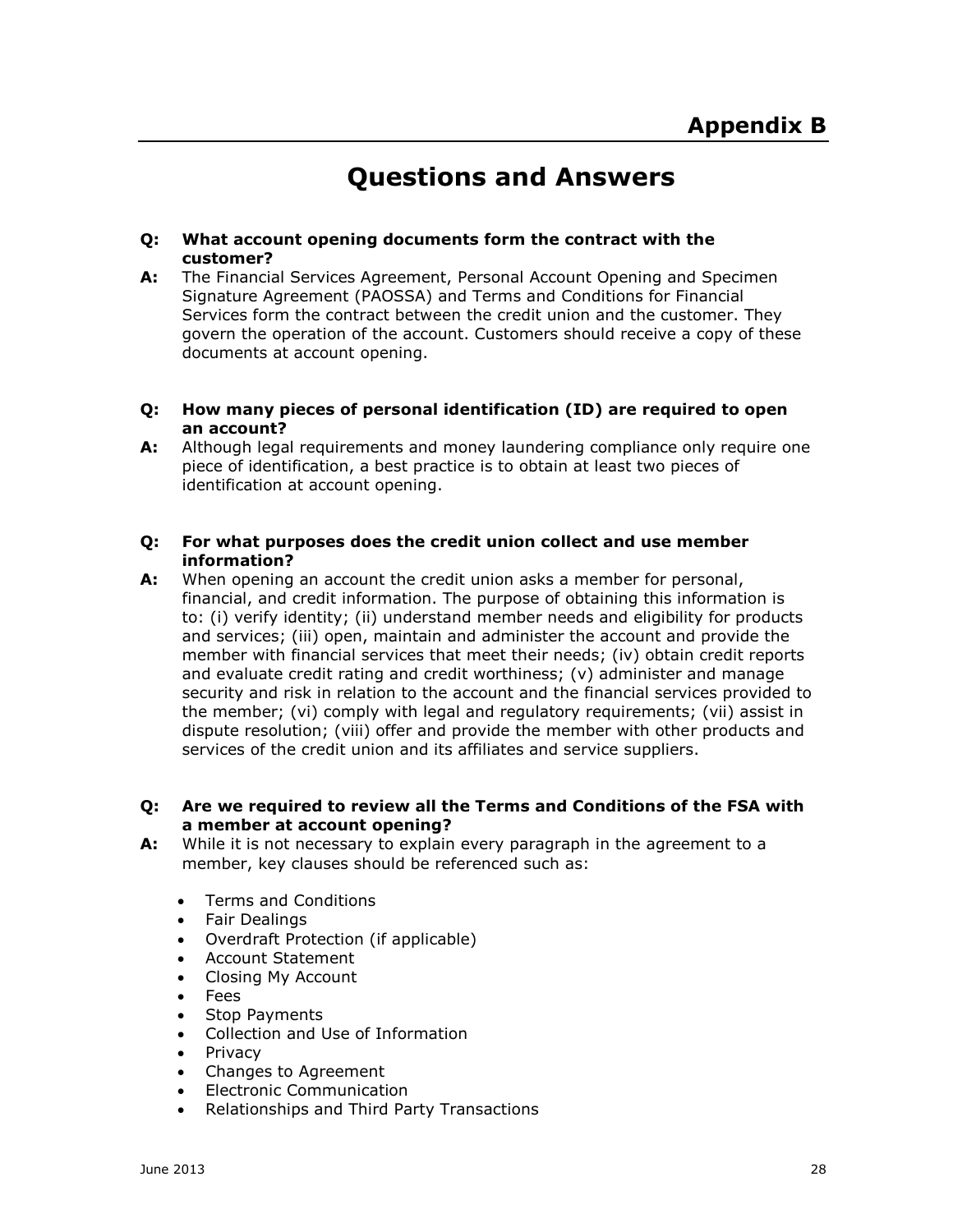# Appendix B

## Questions and Answers

**Q: What account opening documents form the contract with the customer?**

**A:** The Financial Services Agreement, Personal Account Opening and Specimen Signature Agreement (PAOSSA) and Terms and Conditions for Financial Services form the contract between the credit union and the customer. They govern the operation of the account. Customers should receive a copy of these documents at account opening.

**Q: How many pieces of personal identification (ID) are required to open an account?**

**A:** Although legal requirements and money laundering compliance only require one piece of identification, a best practice is to obtain at least two pieces of identification at account opening.

**Q: For what purposes does the credit union collect and use member information?**

**A:** When opening an account the credit union asks a member for personal, financial, and credit information. The purpose of obtaining this information is to: (i) verify identity; (ii) understand member needs and eligibility for products and services; (iii) open, maintain and administer the account and provide the member with financial services that meet their needs; (iv) obtain credit reports and evaluate credit rating and credit worthiness; (v) administer and manage security and risk in relation to the account and the financial services provided to the member; (vi) comply with legal and regulatory requirements; (vii) assist in dispute resolution; (viii) offer and provide the member with other products and services of the credit union and its affiliates and service suppliers.

**Q: Are we required to review all the Terms and Conditions of the FSA with a member at account opening?**

**A:** While it is not necessary to explain every paragraph in the agreement to a member, key clauses should be referenced such as:

- Terms and Conditions
- Fair Dealings
- Overdraft Protection (if applicable)
- Account Statement
- Closing My Account
- Fees
- Stop Payments
- Collection and Use of Information
- Privacy
- Changes to Agreement
- Electronic Communication
- Relationships and Third Party Transactions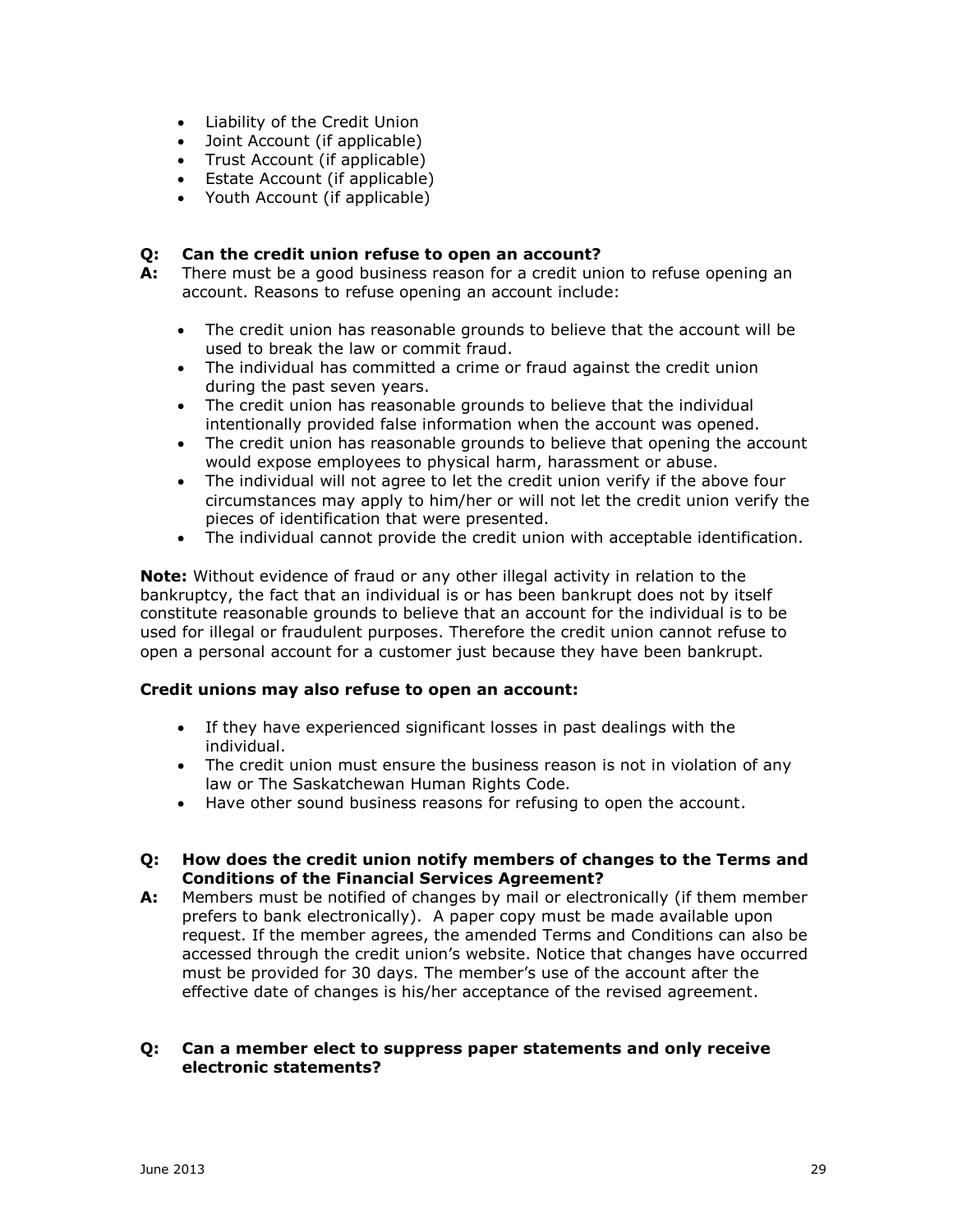- Liability of the Credit Union
- Joint Account (if applicable)
- Trust Account (if applicable)
- Estate Account (if applicable)
- Youth Account (if applicable)

**Q: Can the credit union refuse to open an account?**

**A:** There must be a good business reason for a credit union to refuse opening an account. Reasons to refuse opening an account include:

- The credit union has reasonable grounds to believe that the account will be used to break the law or commit fraud.
- The individual has committed a crime or fraud against the credit union during the past seven years.
- The credit union has reasonable grounds to believe that the individual intentionally provided false information when the account was opened.
- The credit union has reasonable grounds to believe that opening the account would expose employees to physical harm, harassment or abuse.
- The individual will not agree to let the credit union verify if the above four circumstances may apply to him/her or will not let the credit union verify the pieces of identification that were presented.
- The individual cannot provide the credit union with acceptable identification.

**Note:** Without evidence of fraud or any other illegal activity in relation to the bankruptcy, the fact that an individual is or has been bankrupt does not by itself constitute reasonable grounds to believe that an account for the individual is to be used for illegal or fraudulent purposes. Therefore the credit union cannot refuse to open a personal account for a customer just because they have been bankrupt.

**Credit unions may also refuse to open an account:**

- If they have experienced significant losses in past dealings with the individual.
- The credit union must ensure the business reason is not in violation of any law or The Saskatchewan Human Rights Code.
- Have other sound business reasons for refusing to open the account.

**Q: How does the credit union notify members of changes to the Terms and Conditions of the Financial Services Agreement?**

**A:** Members must be notified of changes by mail or electronically (if them member prefers to bank electronically). A paper copy must be made available upon request. If the member agrees, the amended Terms and Conditions can also be accessed through the credit union's website. Notice that changes have occurred must be provided for 30 days. The member's use of the account after the effective date of changes is his/her acceptance of the revised agreement.

**Q: Can a member elect to suppress paper statements and only receive electronic statements?**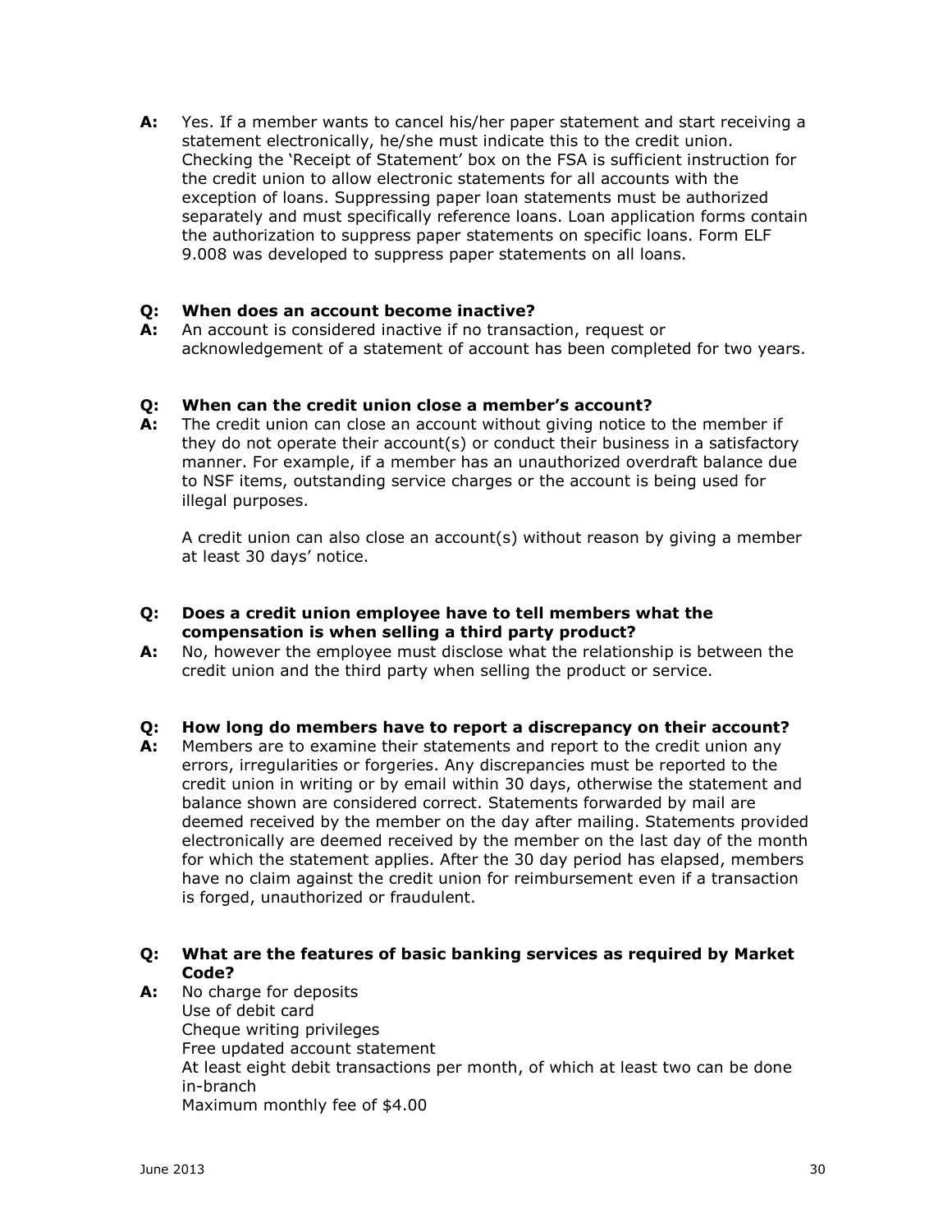**A:** Yes. If a member wants to cancel his/her paper statement and start receiving a statement electronically, he/she must indicate this to the credit union. Checking the 'Receipt of Statement' box on the FSA is sufficient instruction for the credit union to allow electronic statements for all accounts with the exception of loans. Suppressing paper loan statements must be authorized separately and must specifically reference loans. Loan application forms contain the authorization to suppress paper statements on specific loans. Form ELF 9.008 was developed to suppress paper statements on all loans.

**Q: When does an account become inactive?**

**A:** An account is considered inactive if no transaction, request or acknowledgement of a statement of account has been completed for two years.

**Q: When can the credit union close a member's account?**

**A:** The credit union can close an account without giving notice to the member if they do not operate their account(s) or conduct their business in a satisfactory manner. For example, if a member has an unauthorized overdraft balance due to NSF items, outstanding service charges or the account is being used for illegal purposes.

A credit union can also close an account(s) without reason by giving a member at least 30 days' notice.

**Q: Does a credit union employee have to tell members what the compensation is when selling a third party product?**

**A:** No, however the employee must disclose what the relationship is between the credit union and the third party when selling the product or service.

**Q: How long do members have to report a discrepancy on their account?**

**A:** Members are to examine their statements and report to the credit union any errors, irregularities or forgeries. Any discrepancies must be reported to the credit union in writing or by email within 30 days, otherwise the statement and balance shown are considered correct. Statements forwarded by mail are deemed received by the member on the day after mailing. Statements provided electronically are deemed received by the member on the last day of the month for which the statement applies. After the 30 day period has elapsed, members have no claim against the credit union for reimbursement even if a transaction is forged, unauthorized or fraudulent.

**Q: What are the features of basic banking services as required by Market Code?**

**A:** No charge for deposits
Use of debit card
Cheque writing privileges
Free updated account statement
At least eight debit transactions per month, of which at least two can be done in-branch
Maximum monthly fee of $4.00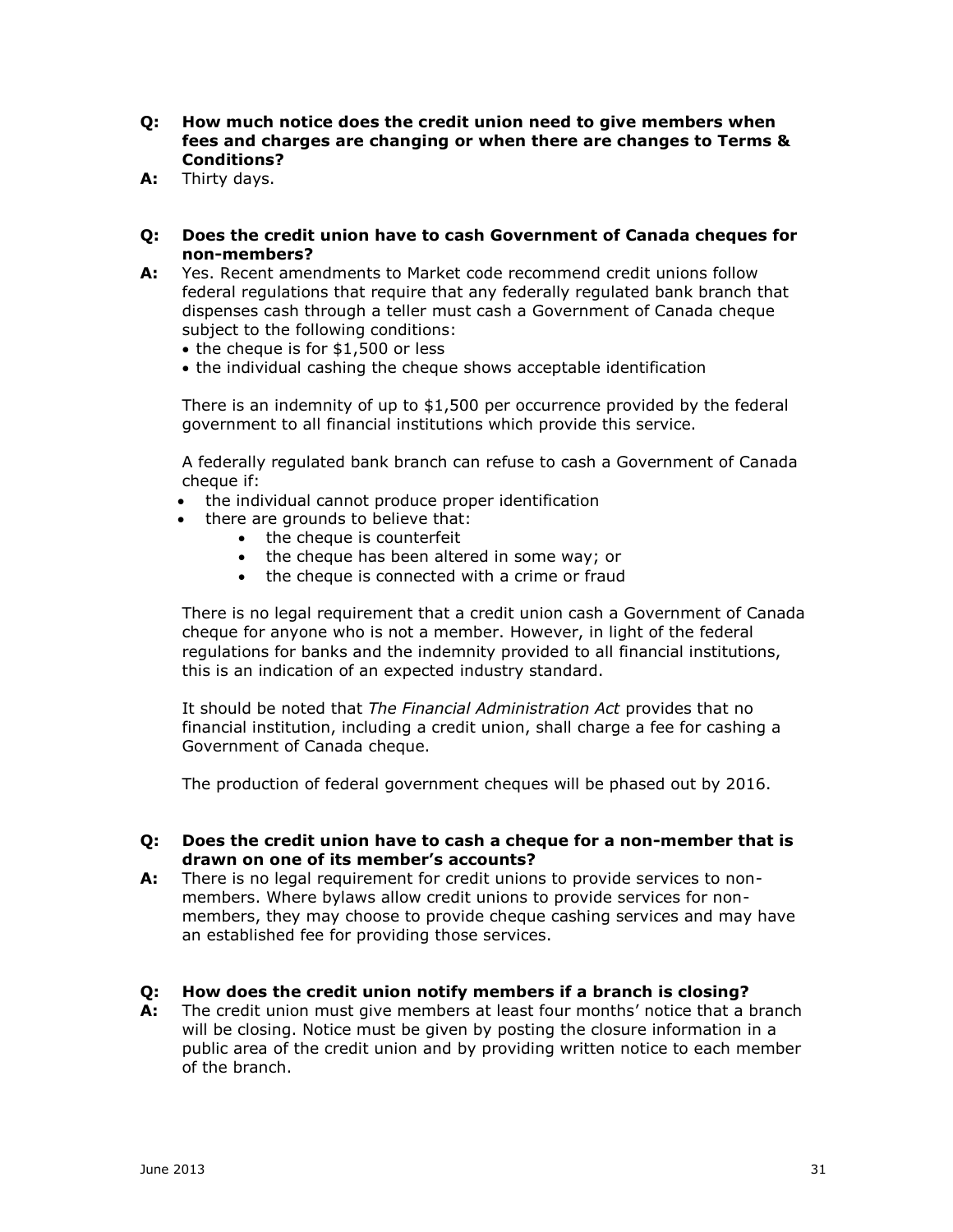**Q: How much notice does the credit union need to give members when fees and charges are changing or when there are changes to Terms & Conditions?**

**A:** Thirty days.

**Q: Does the credit union have to cash Government of Canada cheques for non-members?**

**A:** Yes. Recent amendments to Market code recommend credit unions follow federal regulations that require that any federally regulated bank branch that dispenses cash through a teller must cash a Government of Canada cheque subject to the following conditions:

- the cheque is for $1,500 or less
- the individual cashing the cheque shows acceptable identification

There is an indemnity of up to $1,500 per occurrence provided by the federal government to all financial institutions which provide this service.

A federally regulated bank branch can refuse to cash a Government of Canada cheque if:

- the individual cannot produce proper identification
- there are grounds to believe that:
  - the cheque is counterfeit
  - the cheque has been altered in some way; or
  - the cheque is connected with a crime or fraud

There is no legal requirement that a credit union cash a Government of Canada cheque for anyone who is not a member. However, in light of the federal regulations for banks and the indemnity provided to all financial institutions, this is an indication of an expected industry standard.

It should be noted that *The Financial Administration Act* provides that no financial institution, including a credit union, shall charge a fee for cashing a Government of Canada cheque.

The production of federal government cheques will be phased out by 2016.

**Q: Does the credit union have to cash a cheque for a non-member that is drawn on one of its member's accounts?**

**A:** There is no legal requirement for credit unions to provide services to non-members. Where bylaws allow credit unions to provide services for non-members, they may choose to provide cheque cashing services and may have an established fee for providing those services.

**Q: How does the credit union notify members if a branch is closing?**

**A:** The credit union must give members at least four months' notice that a branch will be closing. Notice must be given by posting the closure information in a public area of the credit union and by providing written notice to each member of the branch.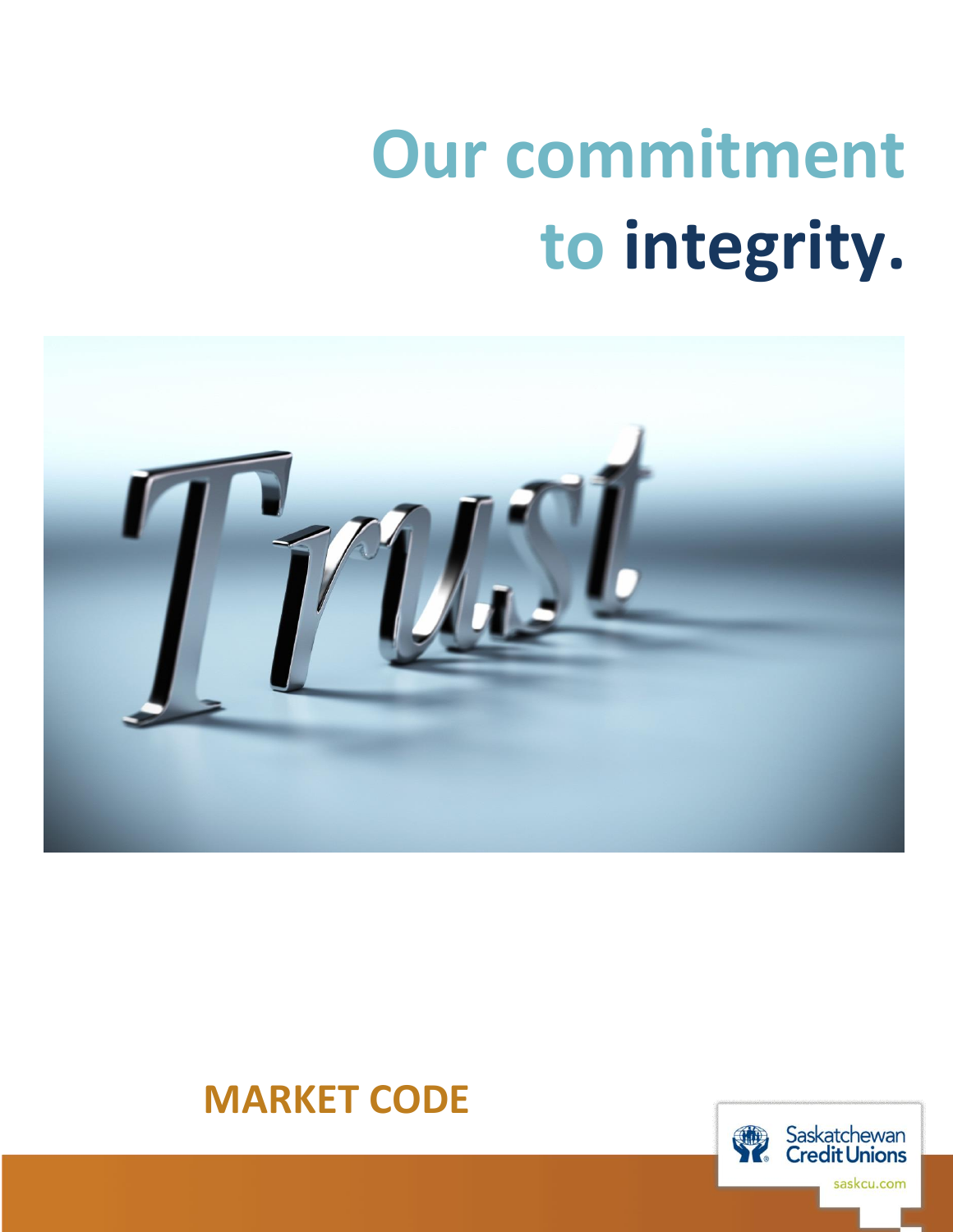# Our commitment to integrity.

## MARKET CODE

Saskatchewan Credit Unions

saskcu.com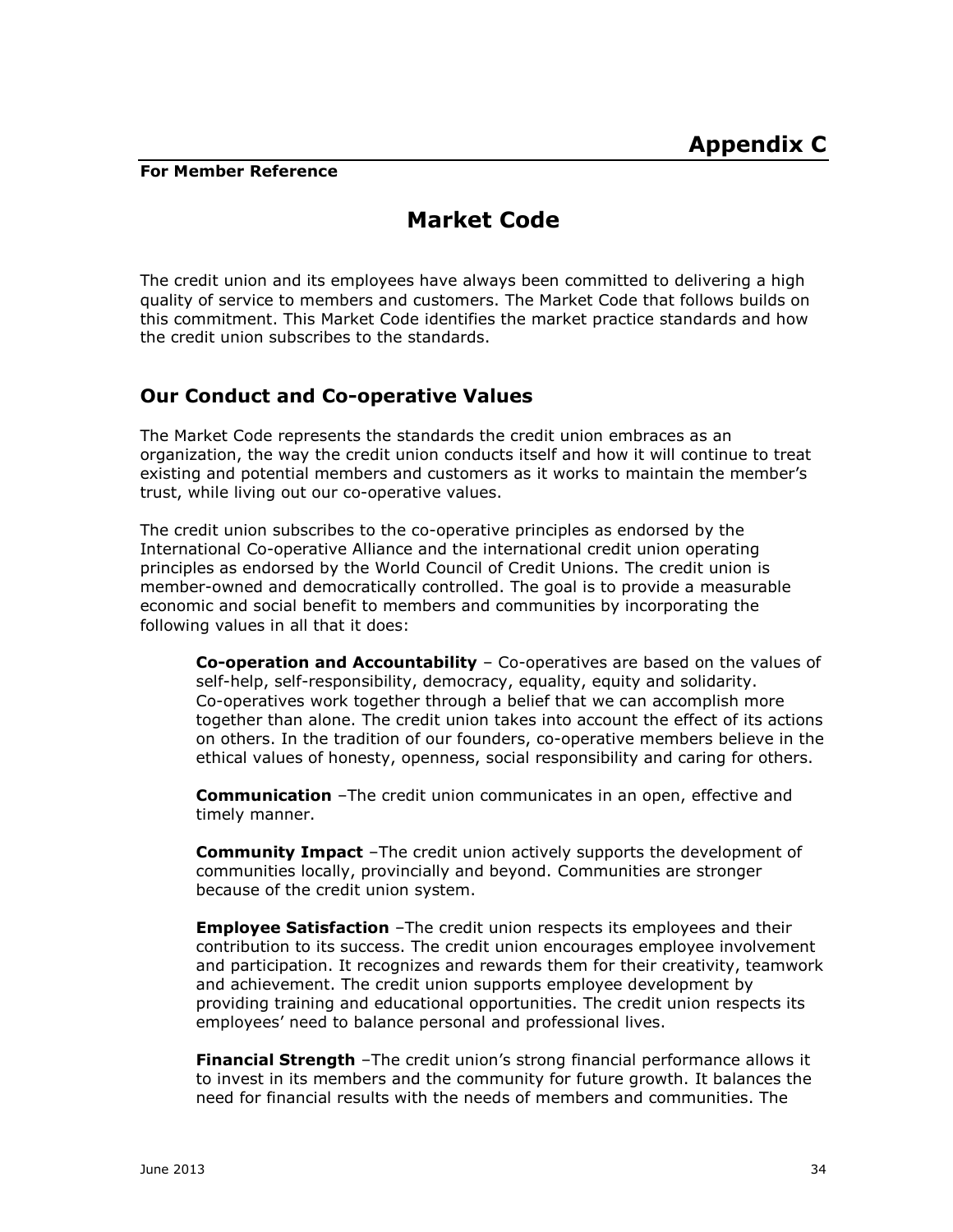# Appendix C

**For Member Reference**

## Market Code

The credit union and its employees have always been committed to delivering a high quality of service to members and customers. The Market Code that follows builds on this commitment. This Market Code identifies the market practice standards and how the credit union subscribes to the standards.

### Our Conduct and Co-operative Values

The Market Code represents the standards the credit union embraces as an organization, the way the credit union conducts itself and how it will continue to treat existing and potential members and customers as it works to maintain the member's trust, while living out our co-operative values.

The credit union subscribes to the co-operative principles as endorsed by the International Co-operative Alliance and the international credit union operating principles as endorsed by the World Council of Credit Unions. The credit union is member-owned and democratically controlled. The goal is to provide a measurable economic and social benefit to members and communities by incorporating the following values in all that it does:

**Co-operation and Accountability** – Co-operatives are based on the values of self-help, self-responsibility, democracy, equality, equity and solidarity. Co-operatives work together through a belief that we can accomplish more together than alone. The credit union takes into account the effect of its actions on others. In the tradition of our founders, co-operative members believe in the ethical values of honesty, openness, social responsibility and caring for others.

**Communication** –The credit union communicates in an open, effective and timely manner.

**Community Impact** –The credit union actively supports the development of communities locally, provincially and beyond. Communities are stronger because of the credit union system.

**Employee Satisfaction** –The credit union respects its employees and their contribution to its success. The credit union encourages employee involvement and participation. It recognizes and rewards them for their creativity, teamwork and achievement. The credit union supports employee development by providing training and educational opportunities. The credit union respects its employees' need to balance personal and professional lives.

**Financial Strength** –The credit union's strong financial performance allows it to invest in its members and the community for future growth. It balances the need for financial results with the needs of members and communities. The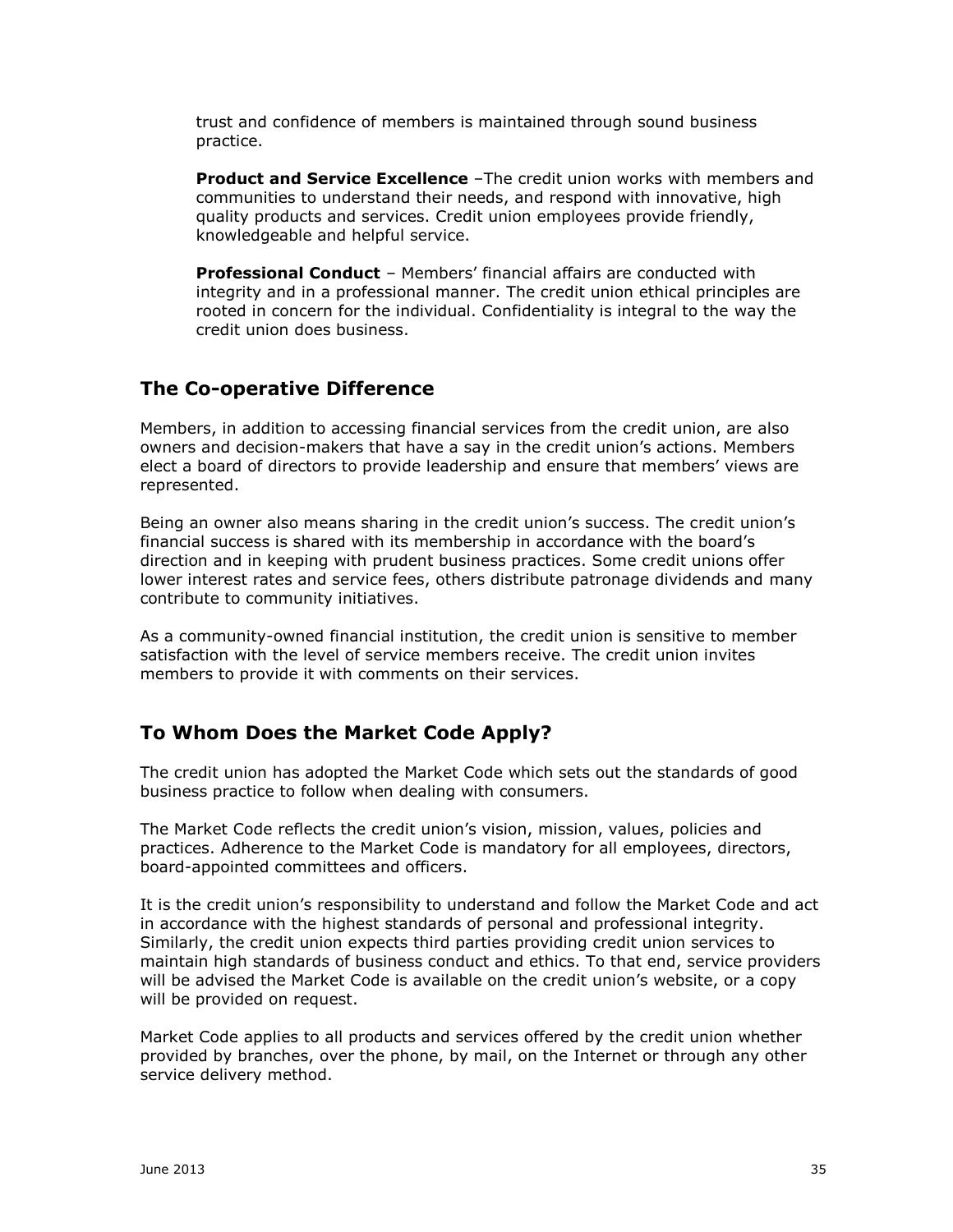trust and confidence of members is maintained through sound business practice.

**Product and Service Excellence** –The credit union works with members and communities to understand their needs, and respond with innovative, high quality products and services. Credit union employees provide friendly, knowledgeable and helpful service.

**Professional Conduct** – Members' financial affairs are conducted with integrity and in a professional manner. The credit union ethical principles are rooted in concern for the individual. Confidentiality is integral to the way the credit union does business.

## The Co-operative Difference

Members, in addition to accessing financial services from the credit union, are also owners and decision-makers that have a say in the credit union's actions. Members elect a board of directors to provide leadership and ensure that members' views are represented.

Being an owner also means sharing in the credit union's success. The credit union's financial success is shared with its membership in accordance with the board's direction and in keeping with prudent business practices. Some credit unions offer lower interest rates and service fees, others distribute patronage dividends and many contribute to community initiatives.

As a community-owned financial institution, the credit union is sensitive to member satisfaction with the level of service members receive. The credit union invites members to provide it with comments on their services.

## To Whom Does the Market Code Apply?

The credit union has adopted the Market Code which sets out the standards of good business practice to follow when dealing with consumers.

The Market Code reflects the credit union's vision, mission, values, policies and practices. Adherence to the Market Code is mandatory for all employees, directors, board-appointed committees and officers.

It is the credit union's responsibility to understand and follow the Market Code and act in accordance with the highest standards of personal and professional integrity. Similarly, the credit union expects third parties providing credit union services to maintain high standards of business conduct and ethics. To that end, service providers will be advised the Market Code is available on the credit union's website, or a copy will be provided on request.

Market Code applies to all products and services offered by the credit union whether provided by branches, over the phone, by mail, on the Internet or through any other service delivery method.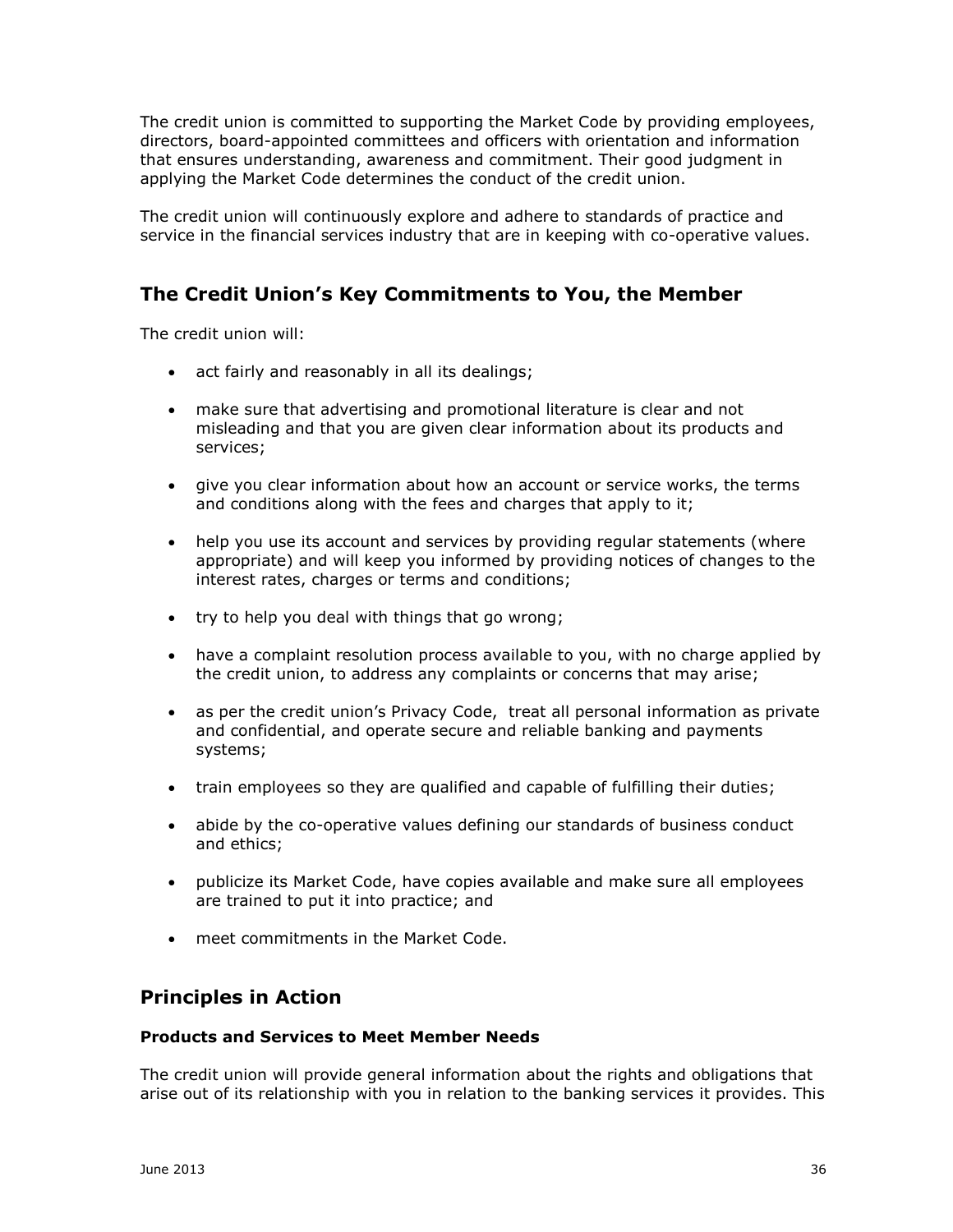The credit union is committed to supporting the Market Code by providing employees, directors, board-appointed committees and officers with orientation and information that ensures understanding, awareness and commitment. Their good judgment in applying the Market Code determines the conduct of the credit union.

The credit union will continuously explore and adhere to standards of practice and service in the financial services industry that are in keeping with co-operative values.

## The Credit Union's Key Commitments to You, the Member

The credit union will:

- act fairly and reasonably in all its dealings;
- make sure that advertising and promotional literature is clear and not misleading and that you are given clear information about its products and services;
- give you clear information about how an account or service works, the terms and conditions along with the fees and charges that apply to it;
- help you use its account and services by providing regular statements (where appropriate) and will keep you informed by providing notices of changes to the interest rates, charges or terms and conditions;
- try to help you deal with things that go wrong;
- have a complaint resolution process available to you, with no charge applied by the credit union, to address any complaints or concerns that may arise;
- as per the credit union's Privacy Code, treat all personal information as private and confidential, and operate secure and reliable banking and payments systems;
- train employees so they are qualified and capable of fulfilling their duties;
- abide by the co-operative values defining our standards of business conduct and ethics;
- publicize its Market Code, have copies available and make sure all employees are trained to put it into practice; and
- meet commitments in the Market Code.

## Principles in Action

### Products and Services to Meet Member Needs

The credit union will provide general information about the rights and obligations that arise out of its relationship with you in relation to the banking services it provides. This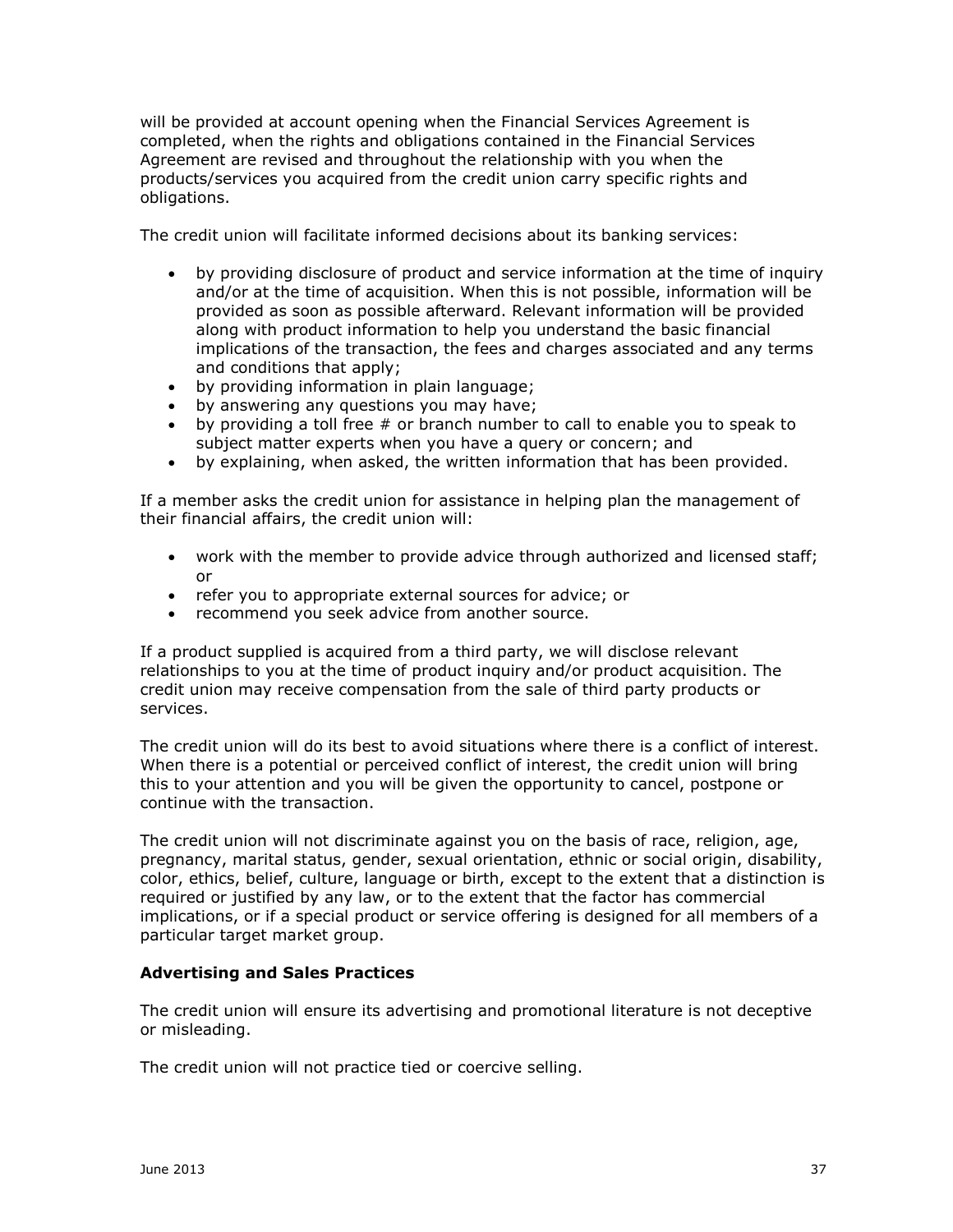will be provided at account opening when the Financial Services Agreement is completed, when the rights and obligations contained in the Financial Services Agreement are revised and throughout the relationship with you when the products/services you acquired from the credit union carry specific rights and obligations.

The credit union will facilitate informed decisions about its banking services:

- by providing disclosure of product and service information at the time of inquiry and/or at the time of acquisition. When this is not possible, information will be provided as soon as possible afterward. Relevant information will be provided along with product information to help you understand the basic financial implications of the transaction, the fees and charges associated and any terms and conditions that apply;
- by providing information in plain language;
- by answering any questions you may have;
- by providing a toll free # or branch number to call to enable you to speak to subject matter experts when you have a query or concern; and
- by explaining, when asked, the written information that has been provided.

If a member asks the credit union for assistance in helping plan the management of their financial affairs, the credit union will:

- work with the member to provide advice through authorized and licensed staff; or
- refer you to appropriate external sources for advice; or
- recommend you seek advice from another source.

If a product supplied is acquired from a third party, we will disclose relevant relationships to you at the time of product inquiry and/or product acquisition. The credit union may receive compensation from the sale of third party products or services.

The credit union will do its best to avoid situations where there is a conflict of interest. When there is a potential or perceived conflict of interest, the credit union will bring this to your attention and you will be given the opportunity to cancel, postpone or continue with the transaction.

The credit union will not discriminate against you on the basis of race, religion, age, pregnancy, marital status, gender, sexual orientation, ethnic or social origin, disability, color, ethics, belief, culture, language or birth, except to the extent that a distinction is required or justified by any law, or to the extent that the factor has commercial implications, or if a special product or service offering is designed for all members of a particular target market group.

**Advertising and Sales Practices**

The credit union will ensure its advertising and promotional literature is not deceptive or misleading.

The credit union will not practice tied or coercive selling.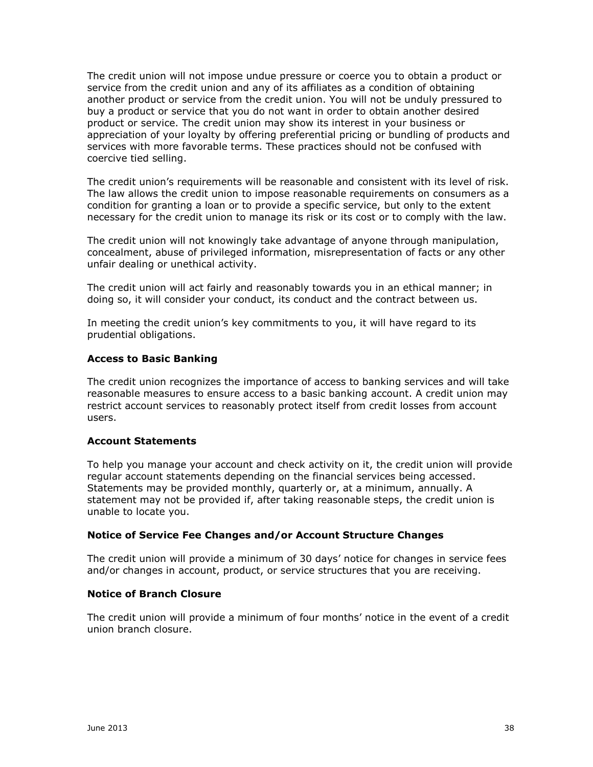The credit union will not impose undue pressure or coerce you to obtain a product or service from the credit union and any of its affiliates as a condition of obtaining another product or service from the credit union. You will not be unduly pressured to buy a product or service that you do not want in order to obtain another desired product or service. The credit union may show its interest in your business or appreciation of your loyalty by offering preferential pricing or bundling of products and services with more favorable terms. These practices should not be confused with coercive tied selling.

The credit union's requirements will be reasonable and consistent with its level of risk. The law allows the credit union to impose reasonable requirements on consumers as a condition for granting a loan or to provide a specific service, but only to the extent necessary for the credit union to manage its risk or its cost or to comply with the law.

The credit union will not knowingly take advantage of anyone through manipulation, concealment, abuse of privileged information, misrepresentation of facts or any other unfair dealing or unethical activity.

The credit union will act fairly and reasonably towards you in an ethical manner; in doing so, it will consider your conduct, its conduct and the contract between us.

In meeting the credit union's key commitments to you, it will have regard to its prudential obligations.

**Access to Basic Banking**

The credit union recognizes the importance of access to banking services and will take reasonable measures to ensure access to a basic banking account. A credit union may restrict account services to reasonably protect itself from credit losses from account users.

**Account Statements**

To help you manage your account and check activity on it, the credit union will provide regular account statements depending on the financial services being accessed. Statements may be provided monthly, quarterly or, at a minimum, annually. A statement may not be provided if, after taking reasonable steps, the credit union is unable to locate you.

**Notice of Service Fee Changes and/or Account Structure Changes**

The credit union will provide a minimum of 30 days' notice for changes in service fees and/or changes in account, product, or service structures that you are receiving.

**Notice of Branch Closure**

The credit union will provide a minimum of four months' notice in the event of a credit union branch closure.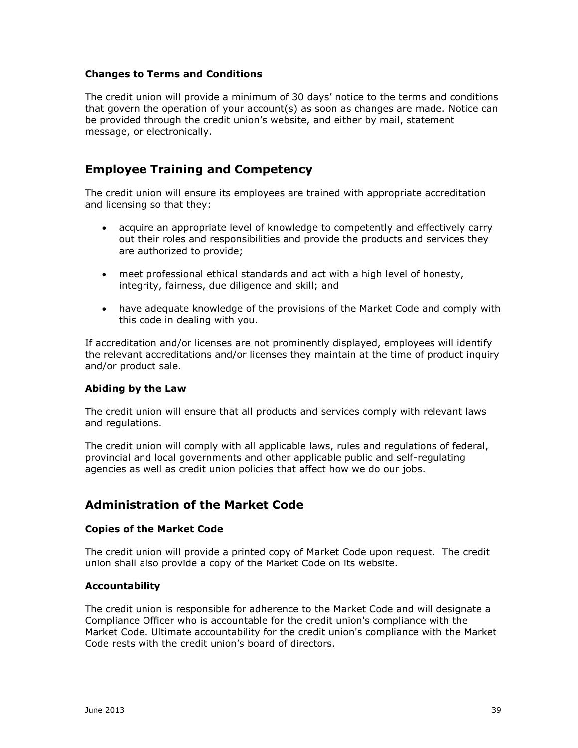### Changes to Terms and Conditions

The credit union will provide a minimum of 30 days' notice to the terms and conditions that govern the operation of your account(s) as soon as changes are made. Notice can be provided through the credit union's website, and either by mail, statement message, or electronically.

## Employee Training and Competency

The credit union will ensure its employees are trained with appropriate accreditation and licensing so that they:

- acquire an appropriate level of knowledge to competently and effectively carry out their roles and responsibilities and provide the products and services they are authorized to provide;
- meet professional ethical standards and act with a high level of honesty, integrity, fairness, due diligence and skill; and
- have adequate knowledge of the provisions of the Market Code and comply with this code in dealing with you.

If accreditation and/or licenses are not prominently displayed, employees will identify the relevant accreditations and/or licenses they maintain at the time of product inquiry and/or product sale.

### Abiding by the Law

The credit union will ensure that all products and services comply with relevant laws and regulations.

The credit union will comply with all applicable laws, rules and regulations of federal, provincial and local governments and other applicable public and self-regulating agencies as well as credit union policies that affect how we do our jobs.

## Administration of the Market Code

### Copies of the Market Code

The credit union will provide a printed copy of Market Code upon request. The credit union shall also provide a copy of the Market Code on its website.

### Accountability

The credit union is responsible for adherence to the Market Code and will designate a Compliance Officer who is accountable for the credit union's compliance with the Market Code. Ultimate accountability for the credit union's compliance with the Market Code rests with the credit union's board of directors.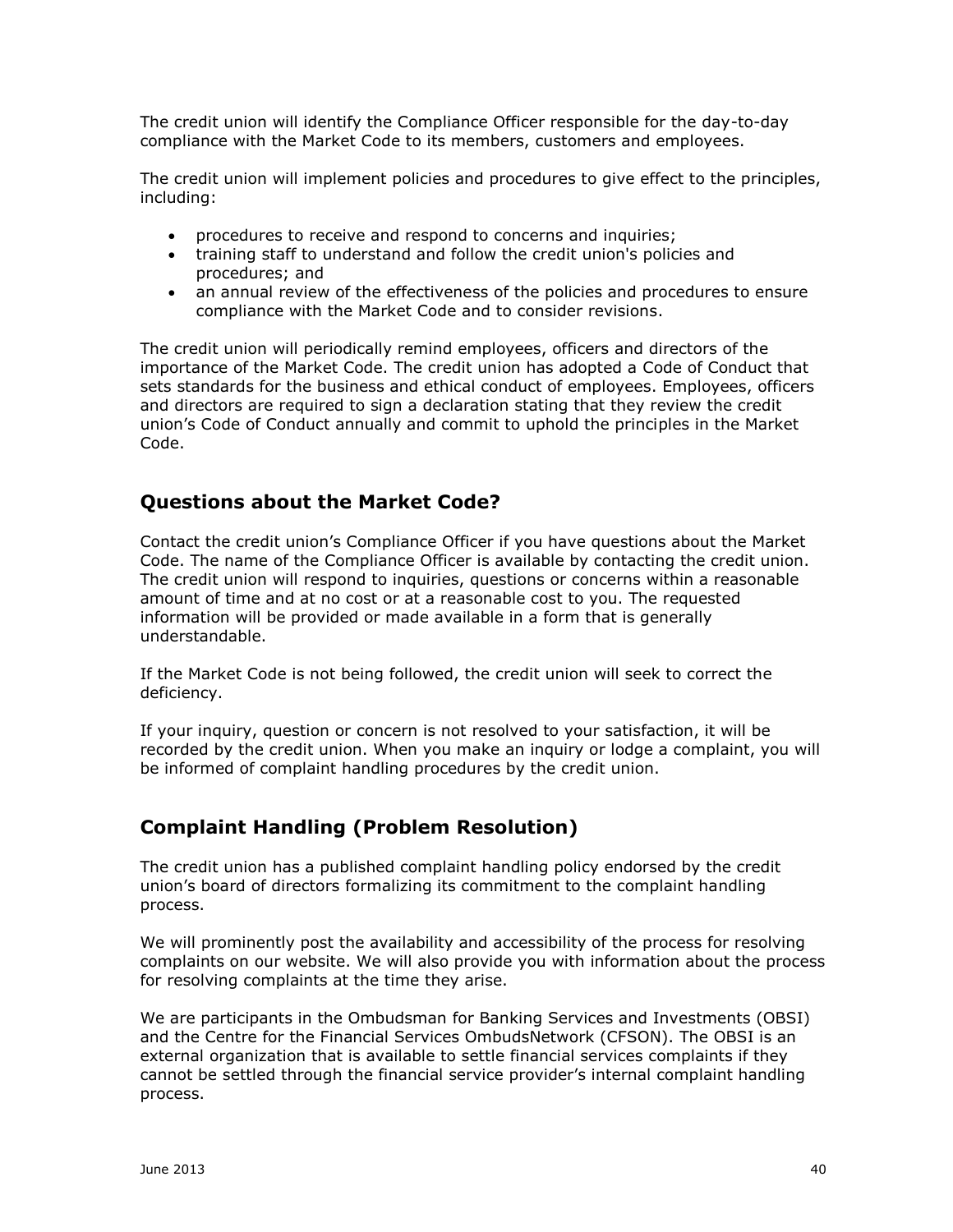The credit union will identify the Compliance Officer responsible for the day-to-day compliance with the Market Code to its members, customers and employees.

The credit union will implement policies and procedures to give effect to the principles, including:

- procedures to receive and respond to concerns and inquiries;
- training staff to understand and follow the credit union's policies and procedures; and
- an annual review of the effectiveness of the policies and procedures to ensure compliance with the Market Code and to consider revisions.

The credit union will periodically remind employees, officers and directors of the importance of the Market Code. The credit union has adopted a Code of Conduct that sets standards for the business and ethical conduct of employees. Employees, officers and directors are required to sign a declaration stating that they review the credit union's Code of Conduct annually and commit to uphold the principles in the Market Code.

## Questions about the Market Code?

Contact the credit union's Compliance Officer if you have questions about the Market Code. The name of the Compliance Officer is available by contacting the credit union. The credit union will respond to inquiries, questions or concerns within a reasonable amount of time and at no cost or at a reasonable cost to you. The requested information will be provided or made available in a form that is generally understandable.

If the Market Code is not being followed, the credit union will seek to correct the deficiency.

If your inquiry, question or concern is not resolved to your satisfaction, it will be recorded by the credit union. When you make an inquiry or lodge a complaint, you will be informed of complaint handling procedures by the credit union.

## Complaint Handling (Problem Resolution)

The credit union has a published complaint handling policy endorsed by the credit union's board of directors formalizing its commitment to the complaint handling process.

We will prominently post the availability and accessibility of the process for resolving complaints on our website. We will also provide you with information about the process for resolving complaints at the time they arise.

We are participants in the Ombudsman for Banking Services and Investments (OBSI) and the Centre for the Financial Services OmbudsNetwork (CFSON). The OBSI is an external organization that is available to settle financial services complaints if they cannot be settled through the financial service provider's internal complaint handling process.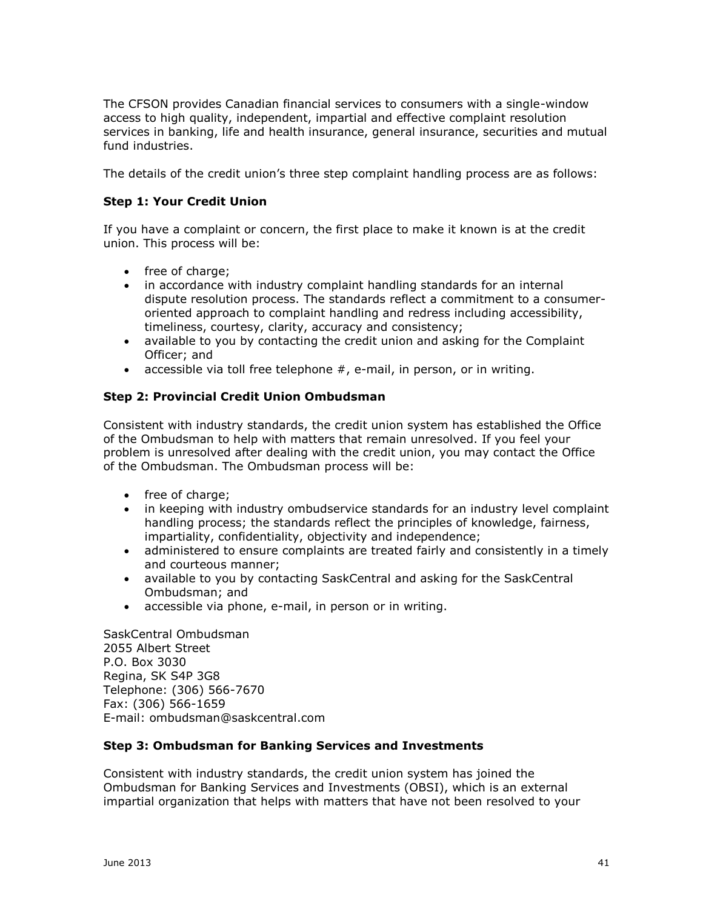The CFSON provides Canadian financial services to consumers with a single-window access to high quality, independent, impartial and effective complaint resolution services in banking, life and health insurance, general insurance, securities and mutual fund industries.

The details of the credit union's three step complaint handling process are as follows:

**Step 1: Your Credit Union**

If you have a complaint or concern, the first place to make it known is at the credit union. This process will be:

- free of charge;
- in accordance with industry complaint handling standards for an internal dispute resolution process. The standards reflect a commitment to a consumer-oriented approach to complaint handling and redress including accessibility, timeliness, courtesy, clarity, accuracy and consistency;
- available to you by contacting the credit union and asking for the Complaint Officer; and
- accessible via toll free telephone #, e-mail, in person, or in writing.

**Step 2: Provincial Credit Union Ombudsman**

Consistent with industry standards, the credit union system has established the Office of the Ombudsman to help with matters that remain unresolved. If you feel your problem is unresolved after dealing with the credit union, you may contact the Office of the Ombudsman. The Ombudsman process will be:

- free of charge;
- in keeping with industry ombudservice standards for an industry level complaint handling process; the standards reflect the principles of knowledge, fairness, impartiality, confidentiality, objectivity and independence;
- administered to ensure complaints are treated fairly and consistently in a timely and courteous manner;
- available to you by contacting SaskCentral and asking for the SaskCentral Ombudsman; and
- accessible via phone, e-mail, in person or in writing.

SaskCentral Ombudsman
2055 Albert Street
P.O. Box 3030
Regina, SK S4P 3G8
Telephone: (306) 566-7670
Fax: (306) 566-1659
E-mail: ombudsman@saskcentral.com

**Step 3: Ombudsman for Banking Services and Investments**

Consistent with industry standards, the credit union system has joined the Ombudsman for Banking Services and Investments (OBSI), which is an external impartial organization that helps with matters that have not been resolved to your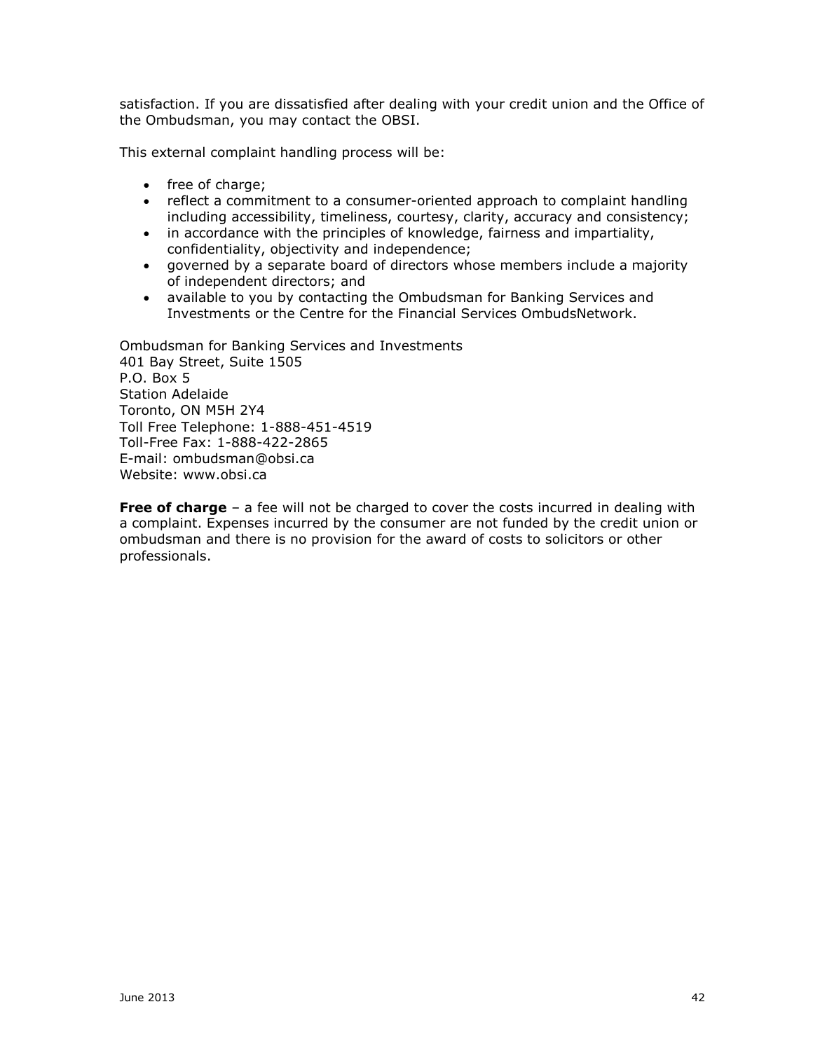satisfaction. If you are dissatisfied after dealing with your credit union and the Office of the Ombudsman, you may contact the OBSI.

This external complaint handling process will be:

- free of charge;
- reflect a commitment to a consumer-oriented approach to complaint handling including accessibility, timeliness, courtesy, clarity, accuracy and consistency;
- in accordance with the principles of knowledge, fairness and impartiality, confidentiality, objectivity and independence;
- governed by a separate board of directors whose members include a majority of independent directors; and
- available to you by contacting the Ombudsman for Banking Services and Investments or the Centre for the Financial Services OmbudsNetwork.

Ombudsman for Banking Services and Investments
401 Bay Street, Suite 1505
P.O. Box 5
Station Adelaide
Toronto, ON M5H 2Y4
Toll Free Telephone: 1-888-451-4519
Toll-Free Fax: 1-888-422-2865
E-mail: ombudsman@obsi.ca
Website: www.obsi.ca

**Free of charge** – a fee will not be charged to cover the costs incurred in dealing with a complaint. Expenses incurred by the consumer are not funded by the credit union or ombudsman and there is no provision for the award of costs to solicitors or other professionals.